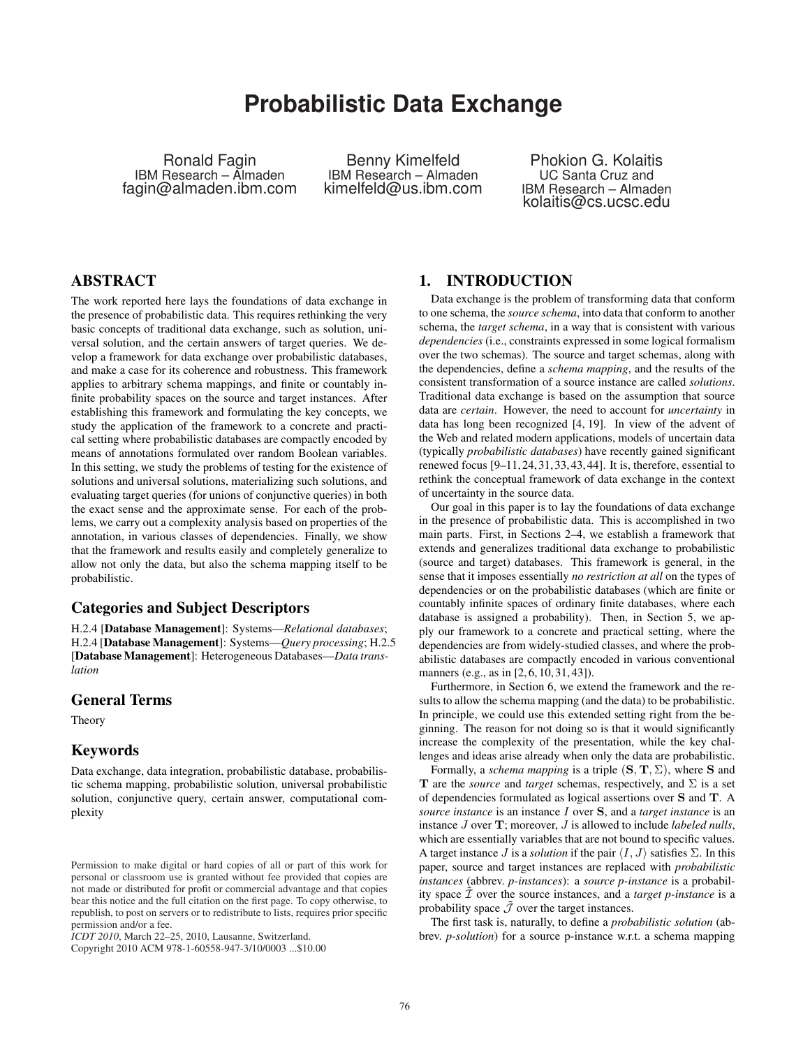# Probabilistic Data Exchange

Ronald Fagin
IBM Research – Almaden
fagin@almaden.ibm.com

Benny Kimelfeld
IBM Research – Almaden
kimelfeld@us.ibm.com

Phokion G. Kolaitis
UC Santa Cruz and
IBM Research – Almaden
kolaitis@cs.ucsc.edu

## ABSTRACT

The work reported here lays the foundations of data exchange in the presence of probabilistic data. This requires rethinking the very basic concepts of traditional data exchange, such as solution, universal solution, and the certain answers of target queries. We develop a framework for data exchange over probabilistic databases, and make a case for its coherence and robustness. This framework applies to arbitrary schema mappings, and finite or countably infinite probability spaces on the source and target instances. After establishing this framework and formulating the key concepts, we study the application of the framework to a concrete and practical setting where probabilistic databases are compactly encoded by means of annotations formulated over random Boolean variables. In this setting, we study the problems of testing for the existence of solutions and universal solutions, materializing such solutions, and evaluating target queries (for unions of conjunctive queries) in both the exact sense and the approximate sense. For each of the problems, we carry out a complexity analysis based on properties of the annotation, in various classes of dependencies. Finally, we show that the framework and results easily and completely generalize to allow not only the data, but also the schema mapping itself to be probabilistic.

### Categories and Subject Descriptors

H.2.4 [**Database Management**]: Systems—*Relational databases*; H.2.4 [**Database Management**]: Systems—*Query processing*; H.2.5 [**Database Management**]: Heterogeneous Databases—*Data translation*

### General Terms

Theory

### Keywords

Data exchange, data integration, probabilistic database, probabilistic schema mapping, probabilistic solution, universal probabilistic solution, conjunctive query, certain answer, computational complexity

Permission to make digital or hard copies of all or part of this work for personal or classroom use is granted without fee provided that copies are not made or distributed for profit or commercial advantage and that copies bear this notice and the full citation on the first page. To copy otherwise, to republish, to post on servers or to redistribute to lists, requires prior specific permission and/or a fee.
*ICDT 2010*, March 22–25, 2010, Lausanne, Switzerland.
Copyright 2010 ACM 978-1-60558-947-3/10/0003 ...$10.00

## 1. INTRODUCTION

Data exchange is the problem of transforming data that conform to one schema, the *source schema*, into data that conform to another schema, the *target schema*, in a way that is consistent with various *dependencies* (i.e., constraints expressed in some logical formalism over the two schemas). The source and target schemas, along with the dependencies, define a *schema mapping*, and the results of the consistent transformation of a source instance are called *solutions*. Traditional data exchange is based on the assumption that source data are *certain*. However, the need to account for *uncertainty* in data has long been recognized [4, 19]. In view of the advent of the Web and related modern applications, models of uncertain data (typically *probabilistic databases*) have recently gained significant renewed focus [9–11, 24, 31, 33, 43, 44]. It is, therefore, essential to rethink the conceptual framework of data exchange in the context of uncertainty in the source data.

Our goal in this paper is to lay the foundations of data exchange in the presence of probabilistic data. This is accomplished in two main parts. First, in Sections 2–4, we establish a framework that extends and generalizes traditional data exchange to probabilistic (source and target) databases. This framework is general, in the sense that it imposes essentially *no restriction at all* on the types of dependencies or on the probabilistic databases (which are finite or countably infinite spaces of ordinary finite databases, where each database is assigned a probability). Then, in Section 5, we apply our framework to a concrete and practical setting, where the dependencies are from widely-studied classes, and where the probabilistic databases are compactly encoded in various conventional manners (e.g., as in [2, 6, 10, 31, 43]).

Furthermore, in Section 6, we extend the framework and the results to allow the schema mapping (and the data) to be probabilistic. In principle, we could use this extended setting right from the beginning. The reason for not doing so is that it would significantly increase the complexity of the presentation, while the key challenges and ideas arise already when only the data are probabilistic.

Formally, a *schema mapping* is a triple $(\mathbf{S}, \mathbf{T}, \Sigma)$, where $\mathbf{S}$ and $\mathbf{T}$ are the *source* and *target* schemas, respectively, and $\Sigma$ is a set of dependencies formulated as logical assertions over $\mathbf{S}$ and $\mathbf{T}$. A *source instance* is an instance $I$ over $\mathbf{S}$, and a *target instance* is an instance $J$ over $\mathbf{T}$; moreover, $J$ is allowed to include *labeled nulls*, which are essentially variables that are not bound to specific values. A target instance $J$ is a *solution* if the pair $\langle I, J \rangle$ satisfies $\Sigma$. In this paper, source and target instances are replaced with *probabilistic instances* (abbrev. *p-instances*): a *source p-instance* is a probability space $\tilde{\mathcal{I}}$ over the source instances, and a *target p-instance* is a probability space $\tilde{\mathcal{J}}$ over the target instances.

The first task is, naturally, to define a *probabilistic solution* (abbrev. *p-solution*) for a source p-instance w.r.t. a schema mapping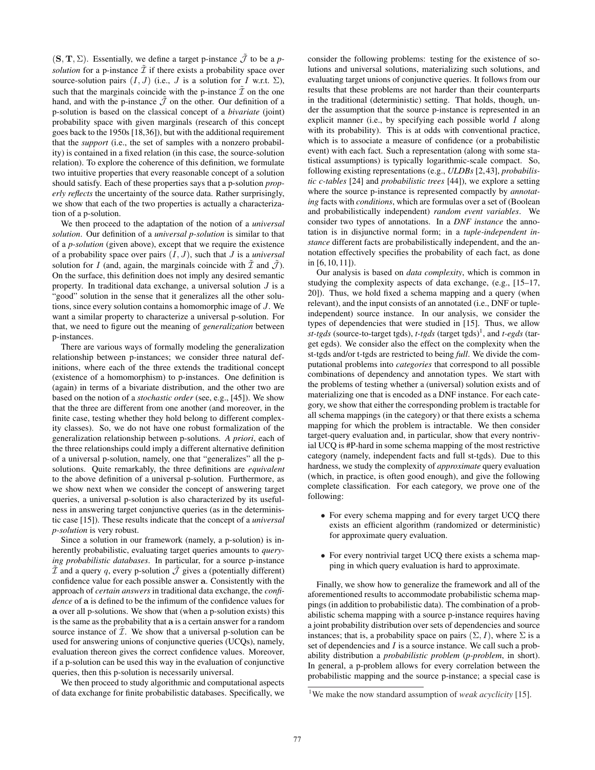$(\mathbf{S}, \mathbf{T}, \Sigma)$. Essentially, we define a target p-instance $\tilde{\mathcal{J}}$ to be a *p-solution* for a p-instance $\tilde{\mathcal{I}}$ if there exists a probability space over source-solution pairs $(I, J)$ (i.e., $J$ is a solution for $I$ w.r.t. $\Sigma$), such that the marginals coincide with the p-instance $\tilde{\mathcal{I}}$ on the one hand, and with the p-instance $\tilde{\mathcal{J}}$ on the other. Our definition of a p-solution is based on the classical concept of a *bivariate* (joint) probability space with given marginals (research of this concept goes back to the 1950s [18,36]), but with the additional requirement that the *support* (i.e., the set of samples with a nonzero probability) is contained in a fixed relation (in this case, the source-solution relation). To explore the coherence of this definition, we formulate two intuitive properties that every reasonable concept of a solution should satisfy. Each of these properties says that a p-solution *properly reflects* the uncertainty of the source data. Rather surprisingly, we show that each of the two properties is actually a characterization of a p-solution.

We then proceed to the adaptation of the notion of a *universal solution*. Our definition of a *universal p-solution* is similar to that of a *p-solution* (given above), except that we require the existence of a probability space over pairs $(I, J)$, such that $J$ is a *universal* solution for $I$ (and, again, the marginals coincide with $\tilde{\mathcal{I}}$ and $\tilde{\mathcal{J}}$). On the surface, this definition does not imply any desired semantic property. In traditional data exchange, a universal solution $J$ is a "good" solution in the sense that it generalizes all the other solutions, since every solution contains a homomorphic image of $J$. We want a similar property to characterize a universal p-solution. For that, we need to figure out the meaning of *generalization* between p-instances.

There are various ways of formally modeling the generalization relationship between p-instances; we consider three natural definitions, where each of the three extends the traditional concept (existence of a homomorphism) to p-instances. One definition is (again) in terms of a bivariate distribution, and the other two are based on the notion of a *stochastic order* (see, e.g., [45]). We show that the three are different from one another (and moreover, in the finite case, testing whether they hold belong to different complexity classes). So, we do not have one robust formalization of the generalization relationship between p-solutions. *A priori*, each of the three relationships could imply a different alternative definition of a universal p-solution, namely, one that "generalizes" all the p-solutions. Quite remarkably, the three definitions are *equivalent* to the above definition of a universal p-solution. Furthermore, as we show next when we consider the concept of answering target queries, a universal p-solution is also characterized by its usefulness in answering target conjunctive queries (as in the deterministic case [15]). These results indicate that the concept of a *universal p-solution* is very robust.

Since a solution in our framework (namely, a p-solution) is inherently probabilistic, evaluating target queries amounts to *querying probabilistic databases*. In particular, for a source p-instance $\tilde{\mathcal{I}}$ and a query $q$, every p-solution $\tilde{\mathcal{J}}$ gives a (potentially different) confidence value for each possible answer $\mathbf{a}$. Consistently with the approach of *certain answers* in traditional data exchange, the *confidence* of $\mathbf{a}$ is defined to be the infimum of the confidence values for $\mathbf{a}$ over all p-solutions. We show that (when a p-solution exists) this is the same as the probability that $\mathbf{a}$ is a certain answer for a random source instance of $\tilde{\mathcal{I}}$. We show that a universal p-solution can be used for answering unions of conjunctive queries (UCQs), namely, evaluation thereon gives the correct confidence values. Moreover, if a p-solution can be used this way in the evaluation of conjunctive queries, then this p-solution is necessarily universal.

We then proceed to study algorithmic and computational aspects of data exchange for finite probabilistic databases. Specifically, we consider the following problems: testing for the existence of solutions and universal solutions, materializing such solutions, and evaluating target unions of conjunctive queries. It follows from our results that these problems are not harder than their counterparts in the traditional (deterministic) setting. That holds, though, under the assumption that the source p-instance is represented in an explicit manner (i.e., by specifying each possible world $I$ along with its probability). This is at odds with conventional practice, which is to associate a measure of confidence (or a probabilistic event) with each fact. Such a representation (along with some statistical assumptions) is typically logarithmic-scale compact. So, following existing representations (e.g., *ULDBs* [2,43], *probabilistic c-tables* [24] and *probabilistic trees* [44]), we explore a setting where the source p-instance is represented compactly by *annotating* facts with *conditions*, which are formulas over a set of (Boolean and probabilistically independent) *random event variables*. We consider two types of annotations. In a *DNF instance* the annotation is in disjunctive normal form; in a *tuple-independent instance* different facts are probabilistically independent, and the annotation effectively specifies the probability of each fact, as done in [6,10,11]).

Our analysis is based on *data complexity*, which is common in studying the complexity aspects of data exchange, (e.g., [15–17, 20]). Thus, we hold fixed a schema mapping and a query (when relevant), and the input consists of an annotated (i.e., DNF or tuple-independent) source instance. In our analysis, we consider the types of dependencies that were studied in [15]. Thus, we allow *st-tgds* (source-to-target tgds), *t-tgds* (target tgds)[1], and *t-egds* (target egds). We consider also the effect on the complexity when the st-tgds and/or t-tgds are restricted to being *full*. We divide the computational problems into *categories* that correspond to all possible combinations of dependency and annotation types. We start with the problems of testing whether a (universal) solution exists and of materializing one that is encoded as a DNF instance. For each category, we show that either the corresponding problem is tractable for all schema mappings (in the category) or that there exists a schema mapping for which the problem is intractable. We then consider target-query evaluation and, in particular, show that every nontrivial UCQ is #P-hard in some schema mapping of the most restrictive category (namely, independent facts and full st-tgds). Due to this hardness, we study the complexity of *approximate* query evaluation (which, in practice, is often good enough), and give the following complete classification. For each category, we prove one of the following:

- For every schema mapping and for every target UCQ there exists an efficient algorithm (randomized or deterministic) for approximate query evaluation.
- For every nontrivial target UCQ there exists a schema mapping in which query evaluation is hard to approximate.

Finally, we show how to generalize the framework and all of the aforementioned results to accommodate probabilistic schema mappings (in addition to probabilistic data). The combination of a probabilistic schema mapping with a source p-instance requires having a joint probability distribution over sets of dependencies and source instances; that is, a probability space on pairs $(\Sigma, I)$, where $\Sigma$ is a set of dependencies and $I$ is a source instance. We call such a probability distribution a *probabilistic problem* (*p-problem*, in short). In general, a p-problem allows for every correlation between the probabilistic mapping and the source p-instance; a special case is

[1] We make the now standard assumption of *weak acyclicity* [15].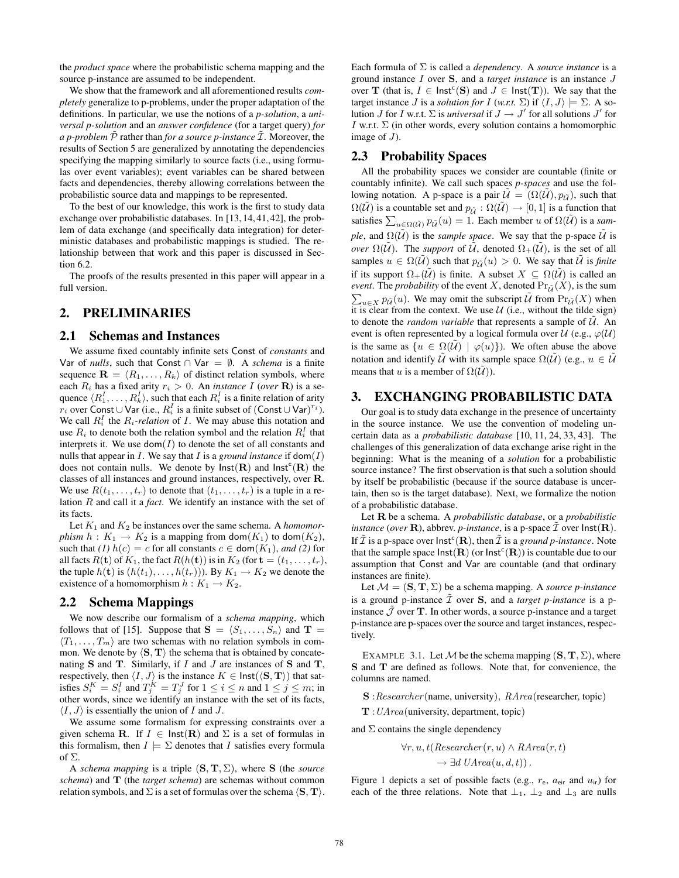the *product space* where the probabilistic schema mapping and the source p-instance are assumed to be independent.

We show that the framework and all aforementioned results *completely* generalize to p-problems, under the proper adaptation of the definitions. In particular, we use the notions of a *p-solution*, a *universal p-solution* and an *answer confidence* (for a target query) *for a p-problem* $\tilde{\mathcal{P}}$ rather than *for a source p-instance* $\tilde{\mathcal{I}}$. Moreover, the results of Section 5 are generalized by annotating the dependencies specifying the mapping similarly to source facts (i.e., using formulas over event variables); event variables can be shared between facts and dependencies, thereby allowing correlations between the probabilistic source data and mappings to be represented.

To the best of our knowledge, this work is the first to study data exchange over probabilistic databases. In [13, 14, 41, 42], the problem of data exchange (and specifically data integration) for deterministic databases and probabilistic mappings is studied. The relationship between that work and this paper is discussed in Section 6.2.

The proofs of the results presented in this paper will appear in a full version.

## 2. PRELIMINARIES

### 2.1 Schemas and Instances

We assume fixed countably infinite sets $\mathsf{Const}$ of *constants* and $\mathsf{Var}$ of *nulls*, such that $\mathsf{Const} \cap \mathsf{Var} = \emptyset$. A *schema* is a finite sequence $\mathbf{R} = \langle R_1, \ldots, R_k \rangle$ of distinct relation symbols, where each $R_i$ has a fixed arity $r_i > 0$. An *instance* $I$ (*over* $\mathbf{R}$) is a sequence $\langle R_1^I, \ldots, R_k^I \rangle$, such that each $R_i^I$ is a finite relation of arity $r_i$ over $\mathsf{Const} \cup \mathsf{Var}$ (i.e., $R_i^I$ is a finite subset of $(\mathsf{Const} \cup \mathsf{Var})^{r_i}$). We call $R_i^I$ the $R_i$-*relation* of $I$. We may abuse this notation and use $R_i$ to denote both the relation symbol and the relation $R_i^I$ that interprets it. We use $\mathsf{dom}(I)$ to denote the set of all constants and nulls that appear in $I$. We say that $I$ is a *ground instance* if $\mathsf{dom}(I)$ does not contain nulls. We denote by $\mathsf{Inst}(\mathbf{R})$ and $\mathsf{Inst}^{\mathsf{c}}(\mathbf{R})$ the classes of all instances and ground instances, respectively, over $\mathbf{R}$. We use $R(t_1, \ldots, t_r)$ to denote that $(t_1, \ldots, t_r)$ is a tuple in a relation $R$ and call it a *fact*. We identify an instance with the set of its facts.

Let $K_1$ and $K_2$ be instances over the same schema. A *homomorphism* $h : K_1 \to K_2$ is a mapping from $\mathsf{dom}(K_1)$ to $\mathsf{dom}(K_2)$, such that *(1)* $h(c) = c$ for all constants $c \in \mathsf{dom}(K_1)$, *and (2)* for all facts $R(\mathbf{t})$ of $K_1$, the fact $R(h(\mathbf{t}))$ is in $K_2$ (for $\mathbf{t} = (t_1, \ldots, t_r)$, the tuple $h(\mathbf{t})$ is $(h(t_1), \ldots, h(t_r))$). By $K_1 \to K_2$ we denote the existence of a homomorphism $h : K_1 \to K_2$.

### 2.2 Schema Mappings

We now describe our formalism of a *schema mapping*, which follows that of [15]. Suppose that $\mathbf{S} = \langle S_1, \ldots, S_n \rangle$ and $\mathbf{T} = \langle T_1, \ldots, T_m \rangle$ are two schemas with no relation symbols in common. We denote by $\langle \mathbf{S}, \mathbf{T} \rangle$ the schema that is obtained by concatenating $\mathbf{S}$ and $\mathbf{T}$. Similarly, if $I$ and $J$ are instances of $\mathbf{S}$ and $\mathbf{T}$, respectively, then $\langle I, J \rangle$ is the instance $K \in \mathsf{Inst}(\langle \mathbf{S}, \mathbf{T} \rangle)$ that satisfies $S_i^K = S_i^I$ and $T_j^K = T_j^J$ for $1 \le i \le n$ and $1 \le j \le m$; in other words, since we identify an instance with the set of its facts, $\langle I, J \rangle$ is essentially the union of $I$ and $J$.

We assume some formalism for expressing constraints over a given schema $\mathbf{R}$. If $I \in \mathsf{Inst}(\mathbf{R})$ and $\Sigma$ is a set of formulas in this formalism, then $I \models \Sigma$ denotes that $I$ satisfies every formula of $\Sigma$.

A *schema mapping* is a triple $(\mathbf{S}, \mathbf{T}, \Sigma)$, where $\mathbf{S}$ (the *source schema*) and $\mathbf{T}$ (the *target schema*) are schemas without common relation symbols, and $\Sigma$ is a set of formulas over the schema $\langle \mathbf{S}, \mathbf{T} \rangle$. Each formula of $\Sigma$ is called a *dependency*. A *source instance* is a ground instance $I$ over $\mathbf{S}$, and a *target instance* is an instance $J$ over $\mathbf{T}$ (that is, $I \in \mathsf{Inst}^{\mathsf{c}}(\mathbf{S})$ and $J \in \mathsf{Inst}(\mathbf{T})$). We say that the target instance $J$ is a *solution for* $I$ (*w.r.t.* $\Sigma$) if $\langle I, J \rangle \models \Sigma$. A solution $J$ for $I$ w.r.t. $\Sigma$ is *universal* if $J \to J'$ for all solutions $J'$ for $I$ w.r.t. $\Sigma$ (in other words, every solution contains a homomorphic image of $J$).

### 2.3 Probability Spaces

All the probability spaces we consider are countable (finite or countably infinite). We call such spaces *p-spaces* and use the following notation. A p-space is a pair $\tilde{\mathcal{U}} = (\Omega(\tilde{\mathcal{U}}), p_{\tilde{\mathcal{U}}})$, such that $\Omega(\tilde{\mathcal{U}})$ is a countable set and $p_{\tilde{\mathcal{U}}} : \Omega(\tilde{\mathcal{U}}) \to [0, 1]$ is a function that satisfies $\sum_{u \in \Omega(\tilde{\mathcal{U}})} p_{\tilde{\mathcal{U}}}(u) = 1$. Each member $u$ of $\Omega(\tilde{\mathcal{U}})$ is a *sample*, and $\Omega(\tilde{\mathcal{U}})$ is the *sample space*. We say that the p-space $\tilde{\mathcal{U}}$ is *over* $\Omega(\tilde{\mathcal{U}})$. The *support* of $\tilde{\mathcal{U}}$, denoted $\Omega_+(\tilde{\mathcal{U}})$, is the set of all samples $u \in \Omega(\tilde{\mathcal{U}})$ such that $p_{\tilde{\mathcal{U}}}(u) > 0$. We say that $\tilde{\mathcal{U}}$ is *finite* if its support $\Omega_+(\tilde{\mathcal{U}})$ is finite. A subset $X \subseteq \Omega(\tilde{\mathcal{U}})$ is called an *event*. The *probability* of the event $X$, denoted $\Pr_{\tilde{\mathcal{U}}}(X)$, is the sum $\sum_{u \in X} p_{\tilde{\mathcal{U}}}(u)$. We may omit the subscript $\tilde{\mathcal{U}}$ from $\Pr_{\tilde{\mathcal{U}}}(X)$ when it is clear from the context. We use $\mathcal{U}$ (i.e., without the tilde sign) to denote the *random variable* that represents a sample of $\tilde{\mathcal{U}}$. An event is often represented by a logical formula over $\mathcal{U}$ (e.g., $\varphi(\mathcal{U})$ is the same as $\{u \in \Omega(\tilde{\mathcal{U}}) \mid \varphi(u)\}$). We often abuse the above notation and identify $\tilde{\mathcal{U}}$ with its sample space $\Omega(\tilde{\mathcal{U}})$ (e.g., $u \in \tilde{\mathcal{U}}$ means that $u$ is a member of $\Omega(\tilde{\mathcal{U}})$).

## 3. EXCHANGING PROBABILISTIC DATA

Our goal is to study data exchange in the presence of uncertainty in the source instance. We use the convention of modeling uncertain data as a *probabilistic database* [10, 11, 24, 33, 43]. The challenges of this generalization of data exchange arise right in the beginning: What is the meaning of a *solution* for a probabilistic source instance? The first observation is that such a solution should by itself be probabilistic (because if the source database is uncertain, then so is the target database). Next, we formalize the notion of a probabilistic database.

Let $\mathbf{R}$ be a schema. A *probabilistic database*, or a *probabilistic instance* (*over* $\mathbf{R}$), abbrev. *p-instance*, is a p-space $\tilde{\mathcal{I}}$ over $\mathsf{Inst}(\mathbf{R})$. If $\tilde{\mathcal{I}}$ is a p-space over $\mathsf{Inst}^{\mathsf{c}}(\mathbf{R})$, then $\tilde{\mathcal{I}}$ is a *ground p-instance*. Note that the sample space $\mathsf{Inst}(\mathbf{R})$ (or $\mathsf{Inst}^{\mathsf{c}}(\mathbf{R})$) is countable due to our assumption that $\mathsf{Const}$ and $\mathsf{Var}$ are countable (and that ordinary instances are finite).

Let $\mathcal{M} = (\mathbf{S}, \mathbf{T}, \Sigma)$ be a schema mapping. A *source p-instance* is a ground p-instance $\tilde{\mathcal{I}}$ over $\mathbf{S}$, and a *target p-instance* is a p-instance $\tilde{\mathcal{J}}$ over $\mathbf{T}$. In other words, a source p-instance and a target p-instance are p-spaces over the source and target instances, respectively.

EXAMPLE 3.1. Let $\mathcal{M}$ be the schema mapping $(\mathbf{S}, \mathbf{T}, \Sigma)$, where $\mathbf{S}$ and $\mathbf{T}$ are defined as follows. Note that, for convenience, the columns are named.

$\mathbf{S}$ : *Researcher*(name, university), *RArea*(researcher, topic)

$\mathbf{T}$ : *UArea*(university, department, topic)

and $\Sigma$ contains the single dependency

$$\forall r, u, t (\mathit{Researcher}(r, u) \wedge \mathit{RArea}(r, t) \rightarrow \exists d \; \mathit{UArea}(u, d, t)) .$$

Figure 1 depicts a set of possible facts (e.g., $r_{\mathsf{e}}$, $a_{\mathsf{eir}}$ and $u_{\mathsf{ir}}$) for each of the three relations. Note that $\perp_1$, $\perp_2$ and $\perp_3$ are nulls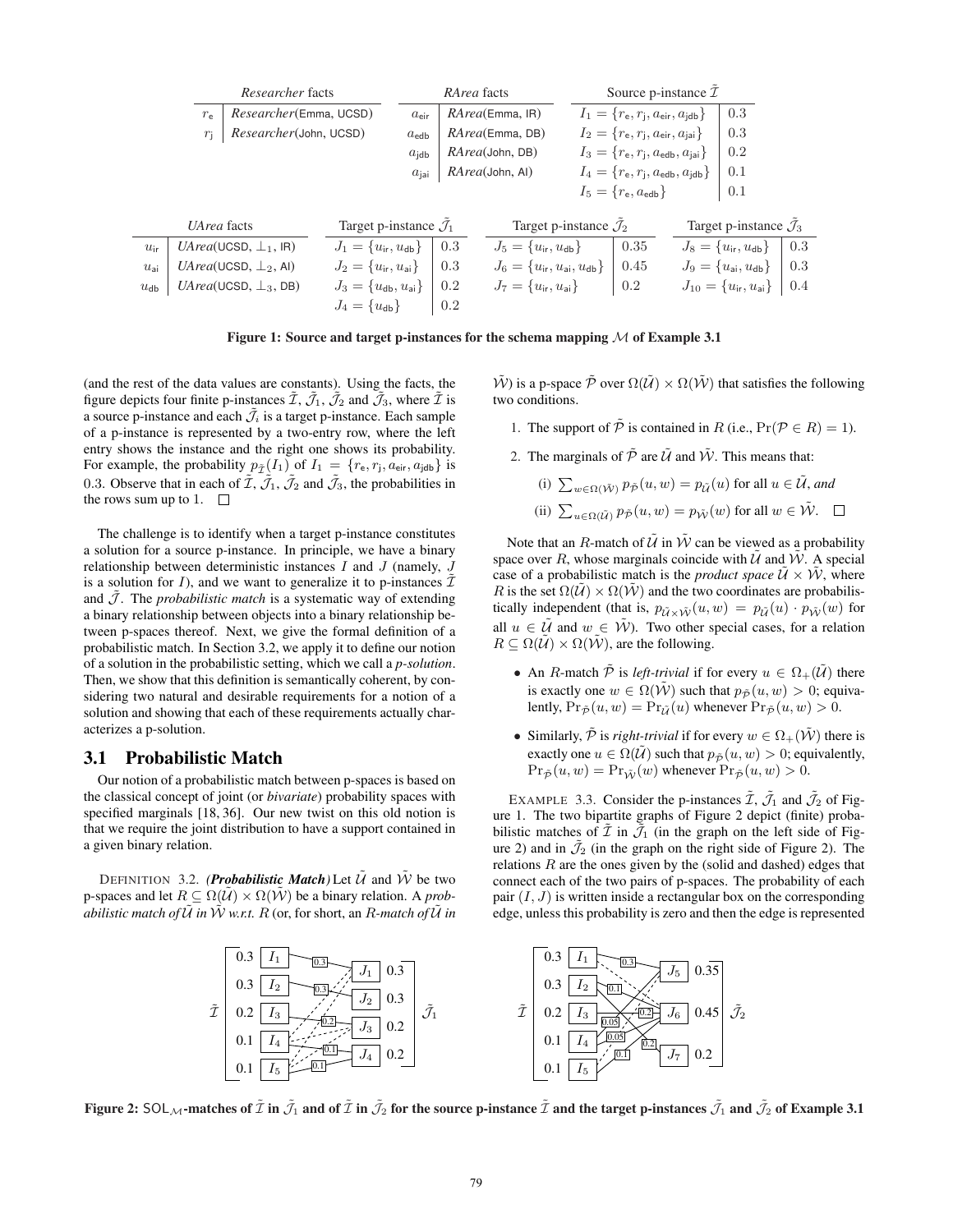| | *Researcher* facts |
|---|---|
| $r_{\mathsf{e}}$ | *Researcher*(Emma, UCSD) |
| $r_{\mathsf{j}}$ | *Researcher*(John, UCSD) |

| | *RArea* facts |
|---|---|
| $a_{\mathsf{eir}}$ | *RArea*(Emma, IR) |
| $a_{\mathsf{edb}}$ | *RArea*(Emma, DB) |
| $a_{\mathsf{jdb}}$ | *RArea*(John, DB) |
| $a_{\mathsf{jai}}$ | *RArea*(John, AI) |

| Source p-instance $\tilde{\mathcal{I}}$ | |
|---|---|
| $I_1 = \{r_{\mathsf{e}}, r_{\mathsf{j}}, a_{\mathsf{eir}}, a_{\mathsf{jdb}}\}$ | 0.3 |
| $I_2 = \{r_{\mathsf{e}}, r_{\mathsf{j}}, a_{\mathsf{eir}}, a_{\mathsf{jai}}\}$ | 0.3 |
| $I_3 = \{r_{\mathsf{e}}, r_{\mathsf{j}}, a_{\mathsf{edb}}, a_{\mathsf{jai}}\}$ | 0.2 |
| $I_4 = \{r_{\mathsf{e}}, r_{\mathsf{j}}, a_{\mathsf{edb}}, a_{\mathsf{jdb}}\}$ | 0.1 |
| $I_5 = \{r_{\mathsf{e}}, a_{\mathsf{edb}}\}$ | 0.1 |

| | *UArea* facts |
|---|---|
| $u_{\mathsf{ir}}$ | *UArea*(UCSD, $\perp_1$, IR) |
| $u_{\mathsf{ai}}$ | *UArea*(UCSD, $\perp_2$, AI) |
| $u_{\mathsf{db}}$ | *UArea*(UCSD, $\perp_3$, DB) |

| Target p-instance $\tilde{\mathcal{J}}_1$ | |
|---|---|
| $J_1 = \{u_{\mathsf{ir}}, u_{\mathsf{db}}\}$ | 0.3 |
| $J_2 = \{u_{\mathsf{ir}}, u_{\mathsf{ai}}\}$ | 0.3 |
| $J_3 = \{u_{\mathsf{db}}, u_{\mathsf{ai}}\}$ | 0.2 |
| $J_4 = \{u_{\mathsf{db}}\}$ | 0.2 |

| Target p-instance $\tilde{\mathcal{J}}_2$ | |
|---|---|
| $J_5 = \{u_{\mathsf{ir}}, u_{\mathsf{db}}\}$ | 0.35 |
| $J_6 = \{u_{\mathsf{ir}}, u_{\mathsf{ai}}, u_{\mathsf{db}}\}$ | 0.45 |
| $J_7 = \{u_{\mathsf{ir}}, u_{\mathsf{ai}}\}$ | 0.2 |

| Target p-instance $\tilde{\mathcal{J}}_3$ | |
|---|---|
| $J_8 = \{u_{\mathsf{ir}}, u_{\mathsf{db}}\}$ | 0.3 |
| $J_9 = \{u_{\mathsf{ai}}, u_{\mathsf{db}}\}$ | 0.3 |
| $J_{10} = \{u_{\mathsf{ir}}, u_{\mathsf{ai}}\}$ | 0.4 |

**Figure 1: Source and target p-instances for the schema mapping $\mathcal{M}$ of Example 3.1**

(and the rest of the data values are constants). Using the facts, the figure depicts four finite p-instances $\tilde{\mathcal{I}}$, $\tilde{\mathcal{J}}_1$, $\tilde{\mathcal{J}}_2$ and $\tilde{\mathcal{J}}_3$, where $\tilde{\mathcal{I}}$ is a source p-instance and each $\tilde{\mathcal{J}}_i$ is a target p-instance. Each sample of a p-instance is represented by a two-entry row, where the left entry shows the instance and the right one shows its probability. For example, the probability $p_{\tilde{\mathcal{I}}}(I_1)$ of $I_1 = \{r_{\mathsf{e}}, r_{\mathsf{j}}, a_{\mathsf{eir}}, a_{\mathsf{jdb}}\}$ is 0.3. Observe that in each of $\tilde{\mathcal{I}}$, $\tilde{\mathcal{J}}_1$, $\tilde{\mathcal{J}}_2$ and $\tilde{\mathcal{J}}_3$, the probabilities in the rows sum up to 1. $\square$

The challenge is to identify when a target p-instance constitutes a solution for a source p-instance. In principle, we have a binary relationship between deterministic instances $I$ and $J$ (namely, $J$ is a solution for $I$), and we want to generalize it to p-instances $\tilde{\mathcal{I}}$ and $\tilde{\mathcal{J}}$. The *probabilistic match* is a systematic way of extending a binary relationship between objects into a binary relationship between p-spaces thereof. Next, we give the formal definition of a probabilistic match. In Section 3.2, we apply it to define our notion of a solution in the probabilistic setting, which we call a *p-solution*. Then, we show that this definition is semantically coherent, by considering two natural and desirable requirements for a notion of a solution and showing that each of these requirements actually characterizes a p-solution.

## 3.1 Probabilistic Match

Our notion of a probabilistic match between p-spaces is based on the classical concept of joint (or *bivariate*) probability spaces with specified marginals [18, 36]. Our new twist on this old notion is that we require the joint distribution to have a support contained in a given binary relation.

DEFINITION 3.2. ***(Probabilistic Match)*** Let $\tilde{\mathcal{U}}$ and $\tilde{\mathcal{W}}$ be two p-spaces and let $R \subseteq \Omega(\tilde{\mathcal{U}}) \times \Omega(\tilde{\mathcal{W}})$ be a binary relation. A *probabilistic match of $\tilde{\mathcal{U}}$ in $\tilde{\mathcal{W}}$ w.r.t. $R$* (or, for short, an *$R$-match of $\tilde{\mathcal{U}}$ in $\tilde{\mathcal{W}}$*) is a p-space $\tilde{\mathcal{P}}$ over $\Omega(\tilde{\mathcal{U}}) \times \Omega(\tilde{\mathcal{W}})$ that satisfies the following two conditions.

1. The support of $\tilde{\mathcal{P}}$ is contained in $R$ (i.e., $\Pr(\mathcal{P} \in R) = 1$).
2. The marginals of $\tilde{\mathcal{P}}$ are $\tilde{\mathcal{U}}$ and $\tilde{\mathcal{W}}$. This means that:

   (i) $\sum_{w \in \Omega(\tilde{\mathcal{W}})} p_{\tilde{\mathcal{P}}}(u, w) = p_{\tilde{\mathcal{U}}}(u)$ for all $u \in \tilde{\mathcal{U}}$, *and*

   (ii) $\sum_{u \in \Omega(\tilde{\mathcal{U}})} p_{\tilde{\mathcal{P}}}(u, w) = p_{\tilde{\mathcal{W}}}(w)$ for all $w \in \tilde{\mathcal{W}}$. $\square$

Note that an $R$-match of $\tilde{\mathcal{U}}$ in $\tilde{\mathcal{W}}$ can be viewed as a probability space over $R$, whose marginals coincide with $\tilde{\mathcal{U}}$ and $\tilde{\mathcal{W}}$. A special case of a probabilistic match is the *product space* $\tilde{\mathcal{U}} \times \tilde{\mathcal{W}}$, where $R$ is the set $\Omega(\tilde{\mathcal{U}}) \times \Omega(\tilde{\mathcal{W}})$ and the two coordinates are probabilistically independent (that is, $p_{\tilde{\mathcal{U}} \times \tilde{\mathcal{W}}}(u, w) = p_{\tilde{\mathcal{U}}}(u) \cdot p_{\tilde{\mathcal{W}}}(w)$ for all $u \in \tilde{\mathcal{U}}$ and $w \in \tilde{\mathcal{W}}$). Two other special cases, for a relation $R \subseteq \Omega(\tilde{\mathcal{U}}) \times \Omega(\tilde{\mathcal{W}})$, are the following.

- An $R$-match $\tilde{\mathcal{P}}$ is *left-trivial* if for every $u \in \Omega_+(\tilde{\mathcal{U}})$ there is exactly one $w \in \Omega(\tilde{\mathcal{W}})$ such that $p_{\tilde{\mathcal{P}}}(u, w) > 0$; equivalently, $\Pr_{\tilde{\mathcal{P}}}(u, w) = \Pr_{\tilde{\mathcal{U}}}(u)$ whenever $\Pr_{\tilde{\mathcal{P}}}(u, w) > 0$.
- Similarly, $\tilde{\mathcal{P}}$ is *right-trivial* if for every $w \in \Omega_+(\tilde{\mathcal{W}})$ there is exactly one $u \in \Omega(\tilde{\mathcal{U}})$ such that $p_{\tilde{\mathcal{P}}}(u, w) > 0$; equivalently, $\Pr_{\tilde{\mathcal{P}}}(u, w) = \Pr_{\tilde{\mathcal{W}}}(w)$ whenever $\Pr_{\tilde{\mathcal{P}}}(u, w) > 0$.

EXAMPLE 3.3. Consider the p-instances $\tilde{\mathcal{I}}$, $\tilde{\mathcal{J}}_1$ and $\tilde{\mathcal{J}}_2$ of Figure 1. The two bipartite graphs of Figure 2 depict (finite) probabilistic matches of $\tilde{\mathcal{I}}$ in $\tilde{\mathcal{J}}_1$ (in the graph on the left side of Figure 2) and in $\tilde{\mathcal{J}}_2$ (in the graph on the right side of Figure 2). The relations $R$ are the ones given by the (solid and dashed) edges that connect each of the two pairs of p-spaces. The probability of each pair $(I, J)$ is written inside a rectangular box on the corresponding edge, unless this probability is zero and then the edge is represented

**Figure 2: $\mathsf{SOL}_{\mathcal{M}}$-matches of $\tilde{\mathcal{I}}$ in $\tilde{\mathcal{J}}_1$ and of $\tilde{\mathcal{I}}$ in $\tilde{\mathcal{J}}_2$ for the source p-instance $\tilde{\mathcal{I}}$ and the target p-instances $\tilde{\mathcal{J}}_1$ and $\tilde{\mathcal{J}}_2$ of Example 3.1**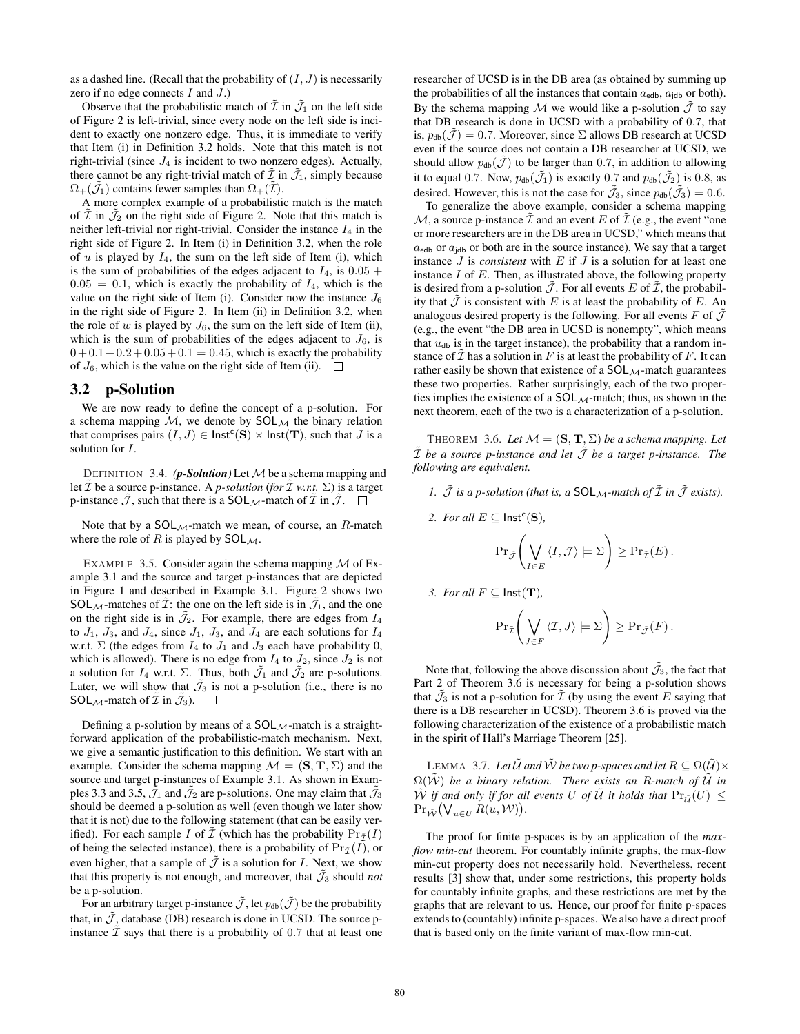as a dashed line. (Recall that the probability of $(I, J)$ is necessarily zero if no edge connects $I$ and $J$.)

Observe that the probabilistic match of $\tilde{\mathcal{I}}$ in $\tilde{\mathcal{J}}_1$ on the left side of Figure 2 is left-trivial, since every node on the left side is incident to exactly one nonzero edge. Thus, it is immediate to verify that Item (i) in Definition 3.2 holds. Note that this match is not right-trivial (since $J_4$ is incident to two nonzero edges). Actually, there cannot be any right-trivial match of $\tilde{\mathcal{I}}$ in $\tilde{\mathcal{J}}_1$, simply because $\Omega_+(\tilde{\mathcal{J}}_1)$ contains fewer samples than $\Omega_+(\tilde{\mathcal{I}})$.

A more complex example of a probabilistic match is the match of $\tilde{\mathcal{I}}$ in $\tilde{\mathcal{J}}_2$ on the right side of Figure 2. Note that this match is neither left-trivial nor right-trivial. Consider the instance $I_4$ in the right side of Figure 2. In Item (i) in Definition 3.2, when the role of $u$ is played by $I_4$, the sum on the left side of Item (i), which is the sum of probabilities of the edges adjacent to $I_4$, is $0.05 + 0.05 = 0.1$, which is exactly the probability of $I_4$, which is the value on the right side of Item (i). Consider now the instance $J_6$ in the right side of Figure 2. In Item (ii) in Definition 3.2, when the role of $w$ is played by $J_6$, the sum on the left side of Item (ii), which is the sum of probabilities of the edges adjacent to $J_6$, is $0+0.1+0.2+0.05+0.1 = 0.45$, which is exactly the probability of $J_6$, which is the value on the right side of Item (ii). □

## 3.2 p-Solution

We are now ready to define the concept of a p-solution. For a schema mapping $\mathcal{M}$, we denote by $\mathsf{SOL}_\mathcal{M}$ the binary relation that comprises pairs $(I, J) \in \mathsf{Inst}^\mathsf{c}(\mathbf{S}) \times \mathsf{Inst}(\mathbf{T})$, such that $J$ is a solution for $I$.

DEFINITION 3.4. ***(p-Solution)*** *Let $\mathcal{M}$ be a schema mapping and let $\tilde{\mathcal{I}}$ be a source p-instance. A p-solution (for $\tilde{\mathcal{I}}$ w.r.t. $\Sigma$) is a target p-instance $\tilde{\mathcal{J}}$, such that there is a $\mathsf{SOL}_\mathcal{M}$-match of $\tilde{\mathcal{I}}$ in $\tilde{\mathcal{J}}$.* □

Note that by a $\mathsf{SOL}_\mathcal{M}$-match we mean, of course, an $R$-match where the role of $R$ is played by $\mathsf{SOL}_\mathcal{M}$.

EXAMPLE 3.5. Consider again the schema mapping $\mathcal{M}$ of Example 3.1 and the source and target p-instances that are depicted in Figure 1 and described in Example 3.1. Figure 2 shows two $\mathsf{SOL}_\mathcal{M}$-matches of $\tilde{\mathcal{I}}$: the one on the left side is in $\tilde{\mathcal{J}}_1$, and the one on the right side is in $\tilde{\mathcal{J}}_2$. For example, there are edges from $I_4$ to $J_1$, $J_3$, and $J_4$, since $J_1$, $J_3$, and $J_4$ are each solutions for $I_4$ w.r.t. $\Sigma$ (the edges from $I_4$ to $J_1$ and $J_3$ each have probability 0, which is allowed). There is no edge from $I_4$ to $J_2$, since $J_2$ is not a solution for $I_4$ w.r.t. $\Sigma$. Thus, both $\tilde{\mathcal{J}}_1$ and $\tilde{\mathcal{J}}_2$ are p-solutions. Later, we will show that $\tilde{\mathcal{J}}_3$ is not a p-solution (i.e., there is no $\mathsf{SOL}_\mathcal{M}$-match of $\tilde{\mathcal{I}}$ in $\tilde{\mathcal{J}}_3$). □

Defining a p-solution by means of a $\mathsf{SOL}_\mathcal{M}$-match is a straightforward application of the probabilistic-match mechanism. Next, we give a semantic justification to this definition. We start with an example. Consider the schema mapping $\mathcal{M} = (\mathbf{S}, \mathbf{T}, \Sigma)$ and the source and target p-instances of Example 3.1. As shown in Examples 3.3 and 3.5, $\tilde{\mathcal{J}}_1$ and $\tilde{\mathcal{J}}_2$ are p-solutions. One may claim that $\tilde{\mathcal{J}}_3$ should be deemed a p-solution as well (even though we later show that it is not) due to the following statement (that can be easily verified). For each sample $I$ of $\tilde{\mathcal{I}}$ (which has the probability $\Pr_{\tilde{\mathcal{I}}}(I)$ of being the selected instance), there is a probability of $\Pr_{\tilde{\mathcal{I}}}(I)$, or even higher, that a sample of $\tilde{\mathcal{J}}$ is a solution for $I$. Next, we show that this property is not enough, and moreover, that $\tilde{\mathcal{J}}_3$ should *not* be a p-solution.

For an arbitrary target p-instance $\tilde{\mathcal{J}}$, let $p_{\mathsf{db}}(\tilde{\mathcal{J}})$ be the probability that, in $\tilde{\mathcal{J}}$, database (DB) research is done in UCSD. The source p-instance $\tilde{\mathcal{I}}$ says that there is a probability of 0.7 that at least one researcher of UCSD is in the DB area (as obtained by summing up the probabilities of all the instances that contain $a_{\mathsf{edb}}$, $a_{\mathsf{jdb}}$ or both). By the schema mapping $\mathcal{M}$ we would like a p-solution $\tilde{\mathcal{J}}$ to say that DB research is done in UCSD with a probability of 0.7, that is, $p_{\mathsf{db}}(\tilde{\mathcal{J}}) = 0.7$. Moreover, since $\Sigma$ allows DB research at UCSD even if the source does not contain a DB researcher at UCSD, we should allow $p_{\mathsf{db}}(\tilde{\mathcal{J}})$ to be larger than 0.7, in addition to allowing it to equal 0.7. Now, $p_{\mathsf{db}}(\tilde{\mathcal{J}}_1)$ is exactly 0.7 and $p_{\mathsf{db}}(\tilde{\mathcal{J}}_2)$ is 0.8, as desired. However, this is not the case for $\tilde{\mathcal{J}}_3$, since $p_{\mathsf{db}}(\tilde{\mathcal{J}}_3) = 0.6$.

To generalize the above example, consider a schema mapping $\mathcal{M}$, a source p-instance $\tilde{\mathcal{I}}$ and an event $E$ of $\tilde{\mathcal{I}}$ (e.g., the event "one or more researchers are in the DB area in UCSD," which means that $a_{\mathsf{edb}}$ or $a_{\mathsf{jdb}}$ or both are in the source instance), We say that a target instance $J$ is *consistent* with $E$ if $J$ is a solution for at least one instance $I$ of $E$. Then, as illustrated above, the following property is desired from a p-solution $\tilde{\mathcal{J}}$. For all events $E$ of $\tilde{\mathcal{I}}$, the probability that $\tilde{\mathcal{J}}$ is consistent with $E$ is at least the probability of $E$. An analogous desired property is the following. For all events $F$ of $\tilde{\mathcal{J}}$ (e.g., the event "the DB area in UCSD is nonempty", which means that $u_{\mathsf{db}}$ is in the target instance), the probability that a random instance of $\tilde{\mathcal{I}}$ has a solution in $F$ is at least the probability of $F$. It can rather easily be shown that existence of a $\mathsf{SOL}_\mathcal{M}$-match guarantees these two properties. Rather surprisingly, each of the two properties implies the existence of a $\mathsf{SOL}_\mathcal{M}$-match; thus, as shown in the next theorem, each of the two is a characterization of a p-solution.

THEOREM 3.6. *Let $\mathcal{M} = (\mathbf{S}, \mathbf{T}, \Sigma)$ be a schema mapping. Let $\tilde{\mathcal{I}}$ be a source p-instance and let $\tilde{\mathcal{J}}$ be a target p-instance. The following are equivalent.*

1. *$\tilde{\mathcal{J}}$ is a p-solution (that is, a $\mathsf{SOL}_\mathcal{M}$-match of $\tilde{\mathcal{I}}$ in $\tilde{\mathcal{J}}$ exists).*
2. *For all $E \subseteq \mathsf{Inst}^\mathsf{c}(\mathbf{S})$,*
$$\Pr_{\tilde{\mathcal{J}}}\left(\bigvee_{I \in E} \langle I, \mathcal{J} \rangle \models \Sigma\right) \geq \Pr_{\tilde{\mathcal{I}}}(E)\,.$$
3. *For all $F \subseteq \mathsf{Inst}(\mathbf{T})$,*
$$\Pr_{\tilde{\mathcal{I}}}\left(\bigvee_{J \in F} \langle \mathcal{I}, J \rangle \models \Sigma\right) \geq \Pr_{\tilde{\mathcal{J}}}(F)\,.$$

Note that, following the above discussion about $\tilde{\mathcal{J}}_3$, the fact that Part 2 of Theorem 3.6 is necessary for being a p-solution shows that $\tilde{\mathcal{J}}_3$ is not a p-solution for $\tilde{\mathcal{I}}$ (by using the event $E$ saying that there is a DB researcher in UCSD). Theorem 3.6 is proved via the following characterization of the existence of a probabilistic match in the spirit of Hall's Marriage Theorem [25].

LEMMA 3.7. *Let $\tilde{\mathcal{U}}$ and $\tilde{\mathcal{W}}$ be two p-spaces and let $R \subseteq \Omega(\tilde{\mathcal{U}}) \times \Omega(\tilde{\mathcal{W}})$ be a binary relation. There exists an $R$-match of $\tilde{\mathcal{U}}$ in $\tilde{\mathcal{W}}$ if and only if for all events $U$ of $\tilde{\mathcal{U}}$ it holds that $\Pr_{\tilde{\mathcal{U}}}(U) \leq \Pr_{\tilde{\mathcal{W}}}\big(\bigvee_{u \in U} R(u, \mathcal{W})\big)$.*

The proof for finite p-spaces is by an application of the *max-flow min-cut* theorem. For countably infinite graphs, the max-flow min-cut property does not necessarily hold. Nevertheless, recent results [3] show that, under some restrictions, this property holds for countably infinite graphs, and these restrictions are met by the graphs that are relevant to us. Hence, our proof for finite p-spaces extends to (countably) infinite p-spaces. We also have a direct proof that is based only on the finite variant of max-flow min-cut.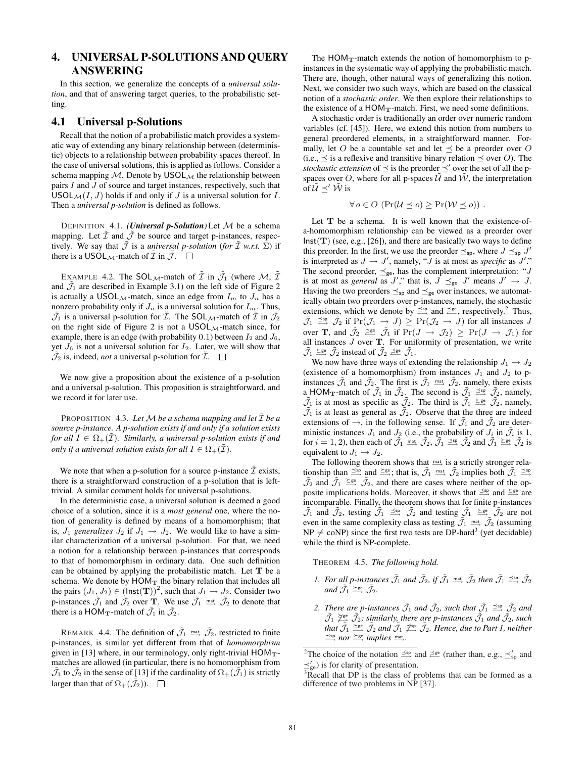## 4. UNIVERSAL P-SOLUTIONS AND QUERY ANSWERING

In this section, we generalize the concepts of a *universal solution*, and that of answering target queries, to the probabilistic setting.

### 4.1 Universal p-Solutions

Recall that the notion of a probabilistic match provides a systematic way of extending any binary relationship between (deterministic) objects to a relationship between probability spaces thereof. In the case of universal solutions, this is applied as follows. Consider a schema mapping $\mathcal{M}$. Denote by $\mathsf{USOL}_{\mathcal{M}}$ the relationship between pairs $I$ and $J$ of source and target instances, respectively, such that $\mathsf{USOL}_{\mathcal{M}}(I, J)$ holds if and only if $J$ is a universal solution for $I$. Then a *universal p-solution* is defined as follows.

DEFINITION 4.1. ***(Universal p-Solution)*** Let $\mathcal{M}$ be a schema mapping. Let $\tilde{\mathcal{I}}$ and $\tilde{\mathcal{J}}$ be source and target p-instances, respectively. We say that $\tilde{\mathcal{J}}$ is a *universal p-solution (for $\tilde{\mathcal{I}}$ w.r.t. $\Sigma$)* if there is a $\mathsf{USOL}_{\mathcal{M}}$-match of $\tilde{\mathcal{I}}$ in $\tilde{\mathcal{J}}$. $\square$

EXAMPLE 4.2. The $\mathsf{SOL}_{\mathcal{M}}$-match of $\tilde{\mathcal{I}}$ in $\tilde{\mathcal{J}}_1$ (where $\mathcal{M}$, $\tilde{\mathcal{I}}$ and $\tilde{\mathcal{J}}_1$ are described in Example 3.1) on the left side of Figure 2 is actually a $\mathsf{USOL}_{\mathcal{M}}$-match, since an edge from $I_m$ to $J_n$ has a nonzero probability only if $J_n$ is a universal solution for $I_m$. Thus, $\tilde{\mathcal{J}}_1$ is a universal p-solution for $\tilde{\mathcal{I}}$. The $\mathsf{SOL}_{\mathcal{M}}$-match of $\tilde{\mathcal{I}}$ in $\tilde{\mathcal{J}}_2$ on the right side of Figure 2 is not a $\mathsf{USOL}_{\mathcal{M}}$-match since, for example, there is an edge (with probability 0.1) between $I_2$ and $J_6$, yet $J_6$ is not a universal solution for $I_2$. Later, we will show that $\tilde{\mathcal{J}}_2$ is, indeed, *not* a universal p-solution for $\tilde{\mathcal{I}}$. $\square$

We now give a proposition about the existence of a p-solution and a universal p-solution. This proposition is straightforward, and we record it for later use.

PROPOSITION 4.3. *Let $\mathcal{M}$ be a schema mapping and let $\tilde{\mathcal{I}}$ be a source p-instance. A p-solution exists if and only if a solution exists for all $I \in \Omega_+(\tilde{\mathcal{I}})$. Similarly, a universal p-solution exists if and only if a universal solution exists for all $I \in \Omega_+(\tilde{\mathcal{I}})$.*

We note that when a p-solution for a source p-instance $\tilde{\mathcal{I}}$ exists, there is a straightforward construction of a p-solution that is left-trivial. A similar comment holds for universal p-solutions.

In the deterministic case, a universal solution is deemed a good choice of a solution, since it is a *most general* one, where the notion of generality is defined by means of a homomorphism; that is, $J_1$ *generalizes* $J_2$ if $J_1 \to J_2$. We would like to have a similar characterization of a universal p-solution. For that, we need a notion for a relationship between p-instances that corresponds to that of homomorphism in ordinary data. One such definition can be obtained by applying the probabilistic match. Let $\mathbf{T}$ be a schema. We denote by $\mathsf{HOM}_{\mathbf{T}}$ the binary relation that includes all the pairs $(J_1, J_2) \in (\mathsf{Inst}(\mathbf{T}))^2$, such that $J_1 \to J_2$. Consider two p-instances $\tilde{\mathcal{J}}_1$ and $\tilde{\mathcal{J}}_2$ over $\mathbf{T}$. We use $\tilde{\mathcal{J}}_1 \xrightarrow{\mathsf{mat}} \tilde{\mathcal{J}}_2$ to denote that there is a $\mathsf{HOM}_{\mathbf{T}}$-match of $\tilde{\mathcal{J}}_1$ in $\tilde{\mathcal{J}}_2$.

REMARK 4.4. The definition of $\tilde{\mathcal{J}}_1 \xrightarrow{\mathsf{mat}} \tilde{\mathcal{J}}_2$, restricted to finite p-instances, is similar yet different from that of *homomorphism* given in [13] where, in our terminology, only right-trivial $\mathsf{HOM}_{\mathbf{T}}$-matches are allowed (in particular, there is no homomorphism from $\tilde{\mathcal{J}}_1$ to $\tilde{\mathcal{J}}_2$ in the sense of [13] if the cardinality of $\Omega_+(\tilde{\mathcal{J}}_1)$ is strictly larger than that of $\Omega_+(\tilde{\mathcal{J}}_2)$). $\square$

The $\mathsf{HOM}_{\mathbf{T}}$-match extends the notion of homomorphism to p-instances in the systematic way of applying the probabilistic match. There are, though, other natural ways of generalizing this notion. Next, we consider two such ways, which are based on the classical notion of a *stochastic order*. We then explore their relationships to the existence of a $\mathsf{HOM}_{\mathbf{T}}$-match. First, we need some definitions.

A stochastic order is traditionally an order over numeric random variables (cf. [45]). Here, we extend this notion from numbers to general preordered elements, in a straightforward manner. Formally, let $O$ be a countable set and let $\preceq$ be a preorder over $O$ (i.e., $\preceq$ is a reflexive and transitive binary relation $\preceq$ over $O$). The *stochastic extension* of $\preceq$ is the preorder $\preceq'$ over the set of all the p-spaces over $O$, where for all p-spaces $\tilde{\mathcal{U}}$ and $\tilde{\mathcal{W}}$, the interpretation of $\tilde{\mathcal{U}} \preceq' \tilde{\mathcal{W}}$ is

$$\forall\, o \in O \;\; (\Pr(\mathcal{U} \preceq o) \geq \Pr(\mathcal{W} \preceq o)) \; .$$

Let $\mathbf{T}$ be a schema. It is well known that the existence-of-a-homomorphism relationship can be viewed as a preorder over $\mathsf{Inst}(\mathbf{T})$ (see, e.g., [26]), and there are basically two ways to define this preorder. In the first, we use the preorder $\preceq_{\mathsf{sp}}$, where $J \preceq_{\mathsf{sp}} J'$ is interpreted as $J \to J'$, namely, "$J$ is at most as *specific* as $J'$." The second preorder, $\preceq_{\mathsf{ge}}$, has the complement interpretation: "$J$ is at most as *general* as $J'$," that is, $J \preceq_{\mathsf{ge}} J'$ means $J' \to J$. Having the two preorders $\preceq_{\mathsf{sp}}$ and $\preceq_{\mathsf{ge}}$ over instances, we automatically obtain two preorders over p-instances, namely, the stochastic extensions, which we denote by $\xrightarrow{\preceq_{\mathsf{sp}}}$ and $\xleftarrow{\preceq_{\mathsf{ge}}}$, respectively.[2] Thus, $\tilde{\mathcal{J}}_1 \xrightarrow{\preceq_{\mathsf{sp}}} \tilde{\mathcal{J}}_2$ if $\Pr(\mathcal{J}_1 \to J) \geq \Pr(\mathcal{J}_2 \to J)$ for all instances $J$ over $\mathbf{T}$, and $\tilde{\mathcal{J}}_2 \xleftarrow{\preceq_{\mathsf{ge}}} \tilde{\mathcal{J}}_1$ if $\Pr(J \to \mathcal{J}_2) \geq \Pr(J \to \mathcal{J}_1)$ for all instances $J$ over $\mathbf{T}$. For uniformity of presentation, we write $\tilde{\mathcal{J}}_1 \xrightarrow{\succeq_{\mathsf{ge}}} \tilde{\mathcal{J}}_2$ instead of $\tilde{\mathcal{J}}_2 \xleftarrow{\preceq_{\mathsf{ge}}} \tilde{\mathcal{J}}_1$.

We now have three ways of extending the relationship $J_1 \to J_2$ (existence of a homomorphism) from instances $J_1$ and $J_2$ to p-instances $\tilde{\mathcal{J}}_1$ and $\tilde{\mathcal{J}}_2$. The first is $\tilde{\mathcal{J}}_1 \xrightarrow{\mathsf{mat}} \tilde{\mathcal{J}}_2$, namely, there exists a $\mathsf{HOM}_{\mathbf{T}}$-match of $\tilde{\mathcal{J}}_1$ in $\tilde{\mathcal{J}}_2$. The second is $\tilde{\mathcal{J}}_1 \xrightarrow{\preceq_{\mathsf{sp}}} \tilde{\mathcal{J}}_2$, namely, $\tilde{\mathcal{J}}_1$ is at most as specific as $\tilde{\mathcal{J}}_2$. The third is $\tilde{\mathcal{J}}_1 \xrightarrow{\succeq_{\mathsf{ge}}} \tilde{\mathcal{J}}_2$, namely, $\tilde{\mathcal{J}}_1$ is at least as general as $\tilde{\mathcal{J}}_2$. Observe that the three are indeed extensions of $\to$, in the following sense. If $\tilde{\mathcal{J}}_1$ and $\tilde{\mathcal{J}}_2$ are deterministic instances $J_1$ and $J_2$ (i.e., the probability of $J_i$ in $\tilde{\mathcal{J}}_i$ is 1, for $i = 1, 2$), then each of $\tilde{\mathcal{J}}_1 \xrightarrow{\mathsf{mat}} \tilde{\mathcal{J}}_2$, $\tilde{\mathcal{J}}_1 \xrightarrow{\preceq_{\mathsf{sp}}} \tilde{\mathcal{J}}_2$ and $\tilde{\mathcal{J}}_1 \xrightarrow{\succeq_{\mathsf{ge}}} \tilde{\mathcal{J}}_2$ is equivalent to $J_1 \to J_2$.

The following theorem shows that $\xrightarrow{\mathsf{mat}}$ is a strictly stronger relationship than $\xrightarrow{\preceq_{\mathsf{sp}}}$ and $\xrightarrow{\succeq_{\mathsf{ge}}}$; that is, $\tilde{\mathcal{J}}_1 \xrightarrow{\mathsf{mat}} \tilde{\mathcal{J}}_2$ implies both $\tilde{\mathcal{J}}_1 \xrightarrow{\preceq_{\mathsf{sp}}} \tilde{\mathcal{J}}_2$ and $\tilde{\mathcal{J}}_1 \xrightarrow{\succeq_{\mathsf{ge}}} \tilde{\mathcal{J}}_2$, and there are cases where neither of the opposite implications holds. Moreover, it shows that $\xrightarrow{\preceq_{\mathsf{sp}}}$ and $\xrightarrow{\succeq_{\mathsf{ge}}}$ are incomparable. Finally, the theorem shows that for finite p-instances $\tilde{\mathcal{J}}_1$ and $\tilde{\mathcal{J}}_2$, testing $\tilde{\mathcal{J}}_1 \xrightarrow{\preceq_{\mathsf{sp}}} \tilde{\mathcal{J}}_2$ and testing $\tilde{\mathcal{J}}_1 \xrightarrow{\succeq_{\mathsf{ge}}} \tilde{\mathcal{J}}_2$ are not even in the same complexity class as testing $\tilde{\mathcal{J}}_1 \xrightarrow{\mathsf{mat}} \tilde{\mathcal{J}}_2$ (assuming NP $\neq$ coNP) since the first two tests are DP-hard[3] (yet decidable) while the third is NP-complete.

THEOREM 4.5. *The following hold.*

1. *For all p-instances $\tilde{\mathcal{J}}_1$ and $\tilde{\mathcal{J}}_2$, if $\tilde{\mathcal{J}}_1 \xrightarrow{\mathsf{mat}} \tilde{\mathcal{J}}_2$ then $\tilde{\mathcal{J}}_1 \xrightarrow{\preceq_{\mathsf{sp}}} \tilde{\mathcal{J}}_2$ and $\tilde{\mathcal{J}}_1 \xrightarrow{\succeq_{\mathsf{ge}}} \tilde{\mathcal{J}}_2$.*
2. *There are p-instances $\tilde{\mathcal{J}}_1$ and $\tilde{\mathcal{J}}_2$, such that $\tilde{\mathcal{J}}_1 \xrightarrow{\preceq_{\mathsf{sp}}} \tilde{\mathcal{J}}_2$ and $\tilde{\mathcal{J}}_1 \not\xrightarrow{\succeq_{\mathsf{ge}}} \tilde{\mathcal{J}}_2$; similarly, there are p-instances $\tilde{\mathcal{J}}_1$ and $\tilde{\mathcal{J}}_2$, such that $\tilde{\mathcal{J}}_1 \xrightarrow{\succeq_{\mathsf{ge}}} \tilde{\mathcal{J}}_2$ and $\tilde{\mathcal{J}}_1 \not\xrightarrow{\preceq_{\mathsf{sp}}} \tilde{\mathcal{J}}_2$. Hence, due to Part 1, neither $\xrightarrow{\preceq_{\mathsf{sp}}}$ nor $\xrightarrow{\succeq_{\mathsf{ge}}}$ implies $\xrightarrow{\mathsf{mat}}$.*

[2] The choice of the notation $\xrightarrow{\preceq_{\mathsf{sp}}}$ and $\xleftarrow{\preceq_{\mathsf{ge}}}$ (rather than, e.g., $\preceq'_{\mathsf{sp}}$ and $\preceq'_{\mathsf{ge}}$) is for clarity of presentation.

[3] Recall that DP is the class of problems that can be formed as a difference of two problems in NP [37].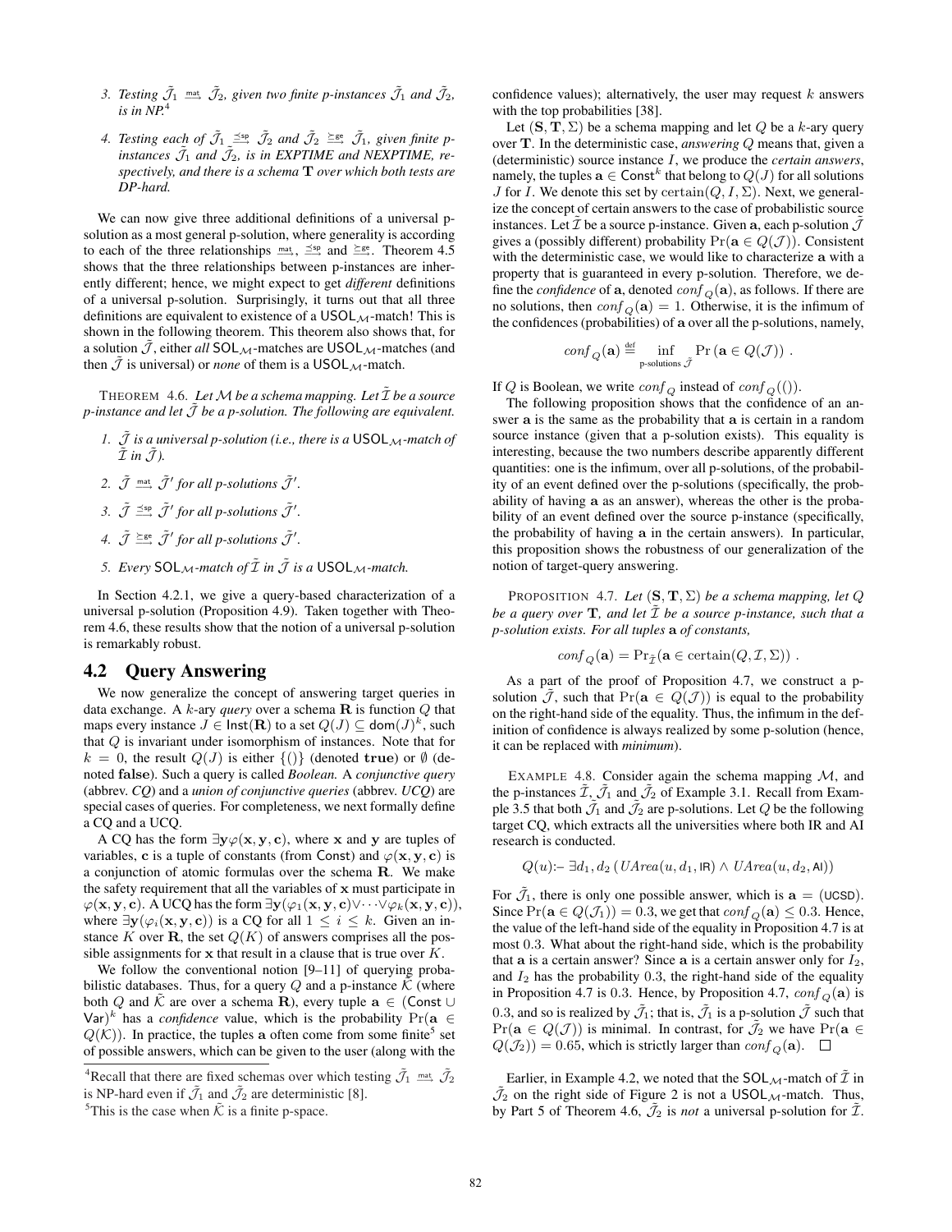3. *Testing $\tilde{\mathcal{J}}_1 \xrightarrow{\text{mat}} \tilde{\mathcal{J}}_2$, given two finite p-instances $\tilde{\mathcal{J}}_1$ and $\tilde{\mathcal{J}}_2$, is in NP.*[4]

4. *Testing each of $\tilde{\mathcal{J}}_1 \xrightarrow{\preceq^{\text{sp}}} \tilde{\mathcal{J}}_2$ and $\tilde{\mathcal{J}}_2 \xrightarrow{\succeq^{\text{ge}}} \tilde{\mathcal{J}}_1$, given finite p-instances $\tilde{\mathcal{J}}_1$ and $\tilde{\mathcal{J}}_2$, is in EXPTIME and NEXPTIME, respectively, and there is a schema $\mathbf{T}$ over which both tests are DP-hard.*

We can now give three additional definitions of a universal p-solution as a most general p-solution, where generality is according to each of the three relationships $\xrightarrow{\text{mat}}$, $\xrightarrow{\preceq^{\text{sp}}}$ and $\xrightarrow{\succeq^{\text{ge}}}$. Theorem 4.5 shows that the three relationships between p-instances are inherently different; hence, we might expect to get *different* definitions of a universal p-solution. Surprisingly, it turns out that all three definitions are equivalent to existence of a $\mathsf{USOL}_{\mathcal{M}}$-match! This is shown in the following theorem. This theorem also shows that, for a solution $\tilde{\mathcal{J}}$, either *all* $\mathsf{SOL}_{\mathcal{M}}$-matches are $\mathsf{USOL}_{\mathcal{M}}$-matches (and then $\tilde{\mathcal{J}}$ is universal) or *none* of them is a $\mathsf{USOL}_{\mathcal{M}}$-match.

THEOREM 4.6. *Let $\mathcal{M}$ be a schema mapping. Let $\tilde{\mathcal{I}}$ be a source p-instance and let $\tilde{\mathcal{J}}$ be a p-solution. The following are equivalent.*

1. *$\tilde{\mathcal{J}}$ is a universal p-solution (i.e., there is a $\mathsf{USOL}_{\mathcal{M}}$-match of $\tilde{\mathcal{I}}$ in $\tilde{\mathcal{J}}$).*
2. *$\tilde{\mathcal{J}} \xrightarrow{\text{mat}} \tilde{\mathcal{J}}'$ for all p-solutions $\tilde{\mathcal{J}}'$.*
3. *$\tilde{\mathcal{J}} \xrightarrow{\preceq^{\text{sp}}} \tilde{\mathcal{J}}'$ for all p-solutions $\tilde{\mathcal{J}}'$.*
4. *$\tilde{\mathcal{J}} \xrightarrow{\succeq^{\text{ge}}} \tilde{\mathcal{J}}'$ for all p-solutions $\tilde{\mathcal{J}}'$.*
5. *Every $\mathsf{SOL}_{\mathcal{M}}$-match of $\tilde{\mathcal{I}}$ in $\tilde{\mathcal{J}}$ is a $\mathsf{USOL}_{\mathcal{M}}$-match.*

In Section 4.2.1, we give a query-based characterization of a universal p-solution (Proposition 4.9). Taken together with Theorem 4.6, these results show that the notion of a universal p-solution is remarkably robust.

## 4.2 Query Answering

We now generalize the concept of answering target queries in data exchange. A $k$-ary *query* over a schema $\mathbf{R}$ is function $Q$ that maps every instance $J \in \mathsf{Inst}(\mathbf{R})$ to a set $Q(J) \subseteq \mathsf{dom}(J)^k$, such that $Q$ is invariant under isomorphism of instances. Note that for $k = 0$, the result $Q(J)$ is either $\{()\}$ (denoted $\mathbf{true}$) or $\emptyset$ (denoted $\mathbf{false}$). Such a query is called *Boolean.* A *conjunctive query* (abbrev. *CQ*) and a *union of conjunctive queries* (abbrev. *UCQ*) are special cases of queries. For completeness, we next formally define a CQ and a UCQ.

A CQ has the form $\exists \mathbf{y}\varphi(\mathbf{x}, \mathbf{y}, \mathbf{c})$, where $\mathbf{x}$ and $\mathbf{y}$ are tuples of variables, $\mathbf{c}$ is a tuple of constants (from $\mathsf{Const}$) and $\varphi(\mathbf{x}, \mathbf{y}, \mathbf{c})$ is a conjunction of atomic formulas over the schema $\mathbf{R}$. We make the safety requirement that all the variables of $\mathbf{x}$ must participate in $\varphi(\mathbf{x}, \mathbf{y}, \mathbf{c})$. A UCQ has the form $\exists \mathbf{y}(\varphi_1(\mathbf{x}, \mathbf{y}, \mathbf{c}) \vee \cdots \vee \varphi_k(\mathbf{x}, \mathbf{y}, \mathbf{c}))$, where $\exists \mathbf{y}(\varphi_i(\mathbf{x}, \mathbf{y}, \mathbf{c}))$ is a CQ for all $1 \leq i \leq k$. Given an instance $K$ over $\mathbf{R}$, the set $Q(K)$ of answers comprises all the possible assignments for $\mathbf{x}$ that result in a clause that is true over $K$.

We follow the conventional notion [9–11] of querying probabilistic databases. Thus, for a query $Q$ and a p-instance $\tilde{\mathcal{K}}$ (where both $Q$ and $\tilde{\mathcal{K}}$ are over a schema $\mathbf{R}$), every tuple $\mathbf{a} \in (\mathsf{Const} \cup \mathsf{Var})^k$ has a *confidence* value, which is the probability $\Pr(\mathbf{a} \in Q(\mathcal{K}))$. In practice, the tuples $\mathbf{a}$ often come from some finite[5] set of possible answers, which can be given to the user (along with the confidence values); alternatively, the user may request $k$ answers with the top probabilities [38].

Let $(\mathbf{S}, \mathbf{T}, \Sigma)$ be a schema mapping and let $Q$ be a $k$-ary query over $\mathbf{T}$. In the deterministic case, *answering* $Q$ means that, given a (deterministic) source instance $I$, we produce the *certain answers*, namely, the tuples $\mathbf{a} \in \mathsf{Const}^k$ that belong to $Q(J)$ for all solutions $J$ for $I$. We denote this set by $\mathrm{certain}(Q, I, \Sigma)$. Next, we generalize the concept of certain answers to the case of probabilistic source instances. Let $\tilde{\mathcal{I}}$ be a source p-instance. Given $\mathbf{a}$, each p-solution $\tilde{\mathcal{J}}$ gives a (possibly different) probability $\Pr(\mathbf{a} \in Q(\mathcal{J}))$. Consistent with the deterministic case, we would like to characterize $\mathbf{a}$ with a property that is guaranteed in every p-solution. Therefore, we define the *confidence* of $\mathbf{a}$, denoted $\mathit{conf}_Q(\mathbf{a})$, as follows. If there are no solutions, then $\mathit{conf}_Q(\mathbf{a}) = 1$. Otherwise, it is the infimum of the confidences (probabilities) of $\mathbf{a}$ over all the p-solutions, namely,

$$\mathit{conf}_Q(\mathbf{a}) \stackrel{\text{def}}{=} \inf_{\text{p-solutions } \tilde{\mathcal{J}}} \Pr\left(\mathbf{a} \in Q(\mathcal{J})\right) .$$

If $Q$ is Boolean, we write $\mathit{conf}_Q$ instead of $\mathit{conf}_Q(())$.

The following proposition shows that the confidence of an answer $\mathbf{a}$ is the same as the probability that $\mathbf{a}$ is certain in a random source instance (given that a p-solution exists). This equality is interesting, because the two numbers describe apparently different quantities: one is the infimum, over all p-solutions, of the probability of an event defined over the p-solutions (specifically, the probability of having $\mathbf{a}$ as an answer), whereas the other is the probability of an event defined over the source p-instance (specifically, the probability of having $\mathbf{a}$ in the certain answers). In particular, this proposition shows the robustness of our generalization of the notion of target-query answering.

PROPOSITION 4.7. *Let $(\mathbf{S}, \mathbf{T}, \Sigma)$ be a schema mapping, let $Q$ be a query over $\mathbf{T}$, and let $\tilde{\mathcal{I}}$ be a source p-instance, such that a p-solution exists. For all tuples $\mathbf{a}$ of constants,*

$$\mathit{conf}_Q(\mathbf{a}) = \Pr_{\tilde{\mathcal{I}}}(\mathbf{a} \in \mathrm{certain}(Q, \mathcal{I}, \Sigma)) .$$

As a part of the proof of Proposition 4.7, we construct a p-solution $\tilde{\mathcal{J}}$, such that $\Pr(\mathbf{a} \in Q(\mathcal{J}))$ is equal to the probability on the right-hand side of the equality. Thus, the infimum in the definition of confidence is always realized by some p-solution (hence, it can be replaced with *minimum*).

EXAMPLE 4.8. Consider again the schema mapping $\mathcal{M}$, and the p-instances $\tilde{\mathcal{I}}$, $\tilde{\mathcal{J}}_1$ and $\tilde{\mathcal{J}}_2$ of Example 3.1. Recall from Example 3.5 that both $\tilde{\mathcal{J}}_1$ and $\tilde{\mathcal{J}}_2$ are p-solutions. Let $Q$ be the following target CQ, which extracts all the universities where both IR and AI research is conducted.

$$Q(u) \text{:-- } \exists d_1, d_2 \left( \mathit{UArea}(u, d_1, \mathsf{IR}) \wedge \mathit{UArea}(u, d_2, \mathsf{AI}) \right)$$

For $\tilde{\mathcal{J}}_1$, there is only one possible answer, which is $\mathbf{a} = (\mathsf{UCSD})$. Since $\Pr(\mathbf{a} \in Q(\mathcal{J}_1)) = 0.3$, we get that $\mathit{conf}_Q(\mathbf{a}) \leq 0.3$. Hence, the value of the left-hand side of the equality in Proposition 4.7 is at most 0.3. What about the right-hand side, which is the probability that $\mathbf{a}$ is a certain answer? Since $\mathbf{a}$ is a certain answer only for $I_2$, and $I_2$ has the probability 0.3, the right-hand side of the equality in Proposition 4.7 is 0.3. Hence, by Proposition 4.7, $\mathit{conf}_Q(\mathbf{a})$ is 0.3, and so is realized by $\tilde{\mathcal{J}}_1$; that is, $\tilde{\mathcal{J}}_1$ is a p-solution $\tilde{\mathcal{J}}$ such that $\Pr(\mathbf{a} \in Q(\mathcal{J}))$ is minimal. In contrast, for $\tilde{\mathcal{J}}_2$ we have $\Pr(\mathbf{a} \in Q(\mathcal{J}_2)) = 0.65$, which is strictly larger than $\mathit{conf}_Q(\mathbf{a})$. $\square$

Earlier, in Example 4.2, we noted that the $\mathsf{SOL}_{\mathcal{M}}$-match of $\tilde{\mathcal{I}}$ in $\tilde{\mathcal{J}}_2$ on the right side of Figure 2 is not a $\mathsf{USOL}_{\mathcal{M}}$-match. Thus, by Part 5 of Theorem 4.6, $\tilde{\mathcal{J}}_2$ is *not* a universal p-solution for $\tilde{\mathcal{I}}$.

---

[4] Recall that there are fixed schemas over which testing $\tilde{\mathcal{J}}_1 \xrightarrow{\text{mat}} \tilde{\mathcal{J}}_2$ is NP-hard even if $\tilde{\mathcal{J}}_1$ and $\tilde{\mathcal{J}}_2$ are deterministic [8].

[5] This is the case when $\tilde{\mathcal{K}}$ is a finite p-space.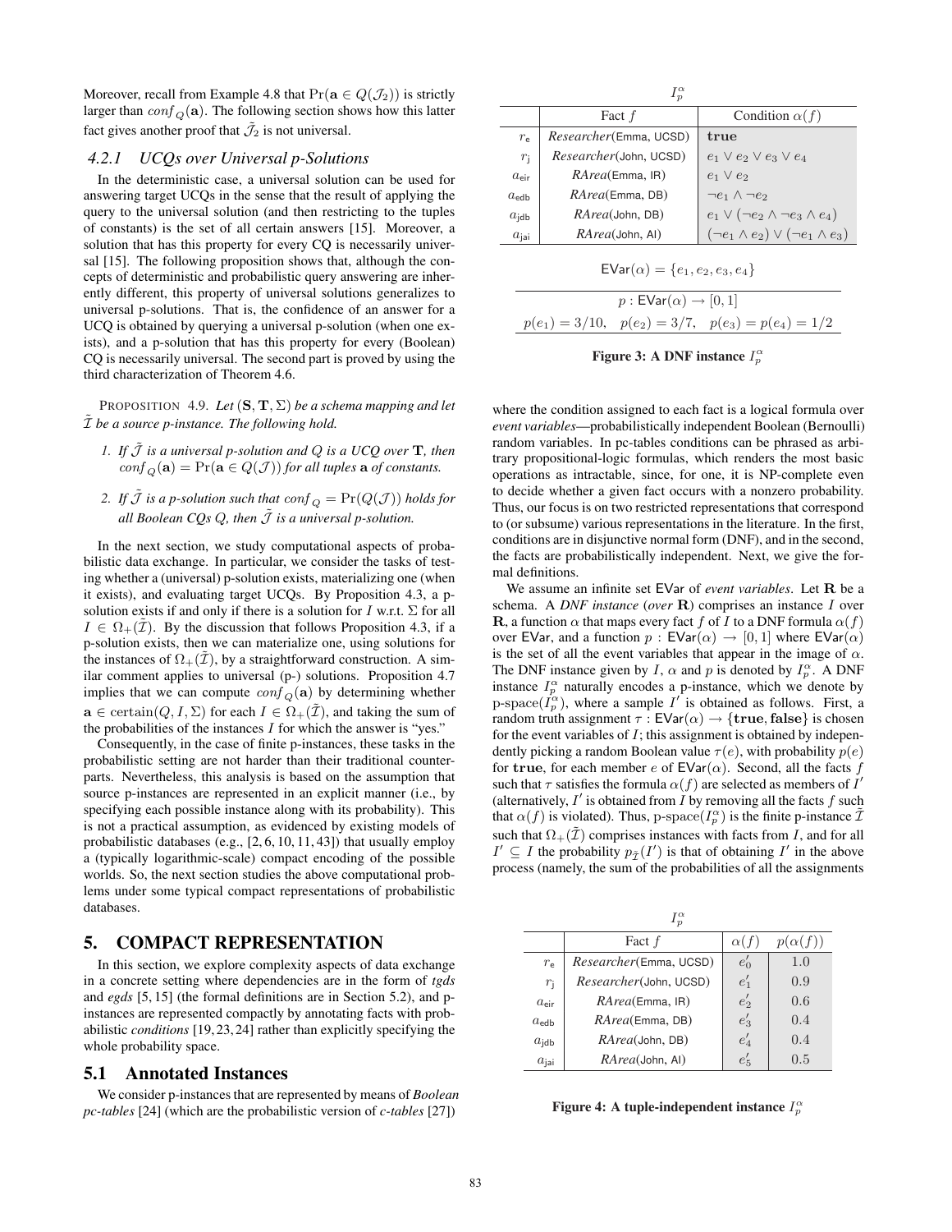Moreover, recall from Example 4.8 that $\Pr(\mathbf{a} \in Q(\mathcal{J}_2))$ is strictly larger than $conf_Q(\mathbf{a})$. The following section shows how this latter fact gives another proof that $\tilde{\mathcal{J}}_2$ is not universal.

### 4.2.1 UCQs over Universal p-Solutions

In the deterministic case, a universal solution can be used for answering target UCQs in the sense that the result of applying the query to the universal solution (and then restricting to the tuples of constants) is the set of all certain answers [15]. Moreover, a solution that has this property for every CQ is necessarily universal [15]. The following proposition shows that, although the concepts of deterministic and probabilistic query answering are inherently different, this property of universal solutions generalizes to universal p-solutions. That is, the confidence of an answer for a UCQ is obtained by querying a universal p-solution (when one exists), and a p-solution that has this property for every (Boolean) CQ is necessarily universal. The second part is proved by using the third characterization of Theorem 4.6.

PROPOSITION 4.9. *Let* $(\mathbf{S}, \mathbf{T}, \Sigma)$ *be a schema mapping and let* $\tilde{\mathcal{I}}$ *be a source p-instance. The following hold.*

1. *If* $\tilde{\mathcal{J}}$ *is a universal p-solution and* $Q$ *is a UCQ over* $\mathbf{T}$*, then* $conf_Q(\mathbf{a}) = \Pr(\mathbf{a} \in Q(\mathcal{J}))$ *for all tuples* $\mathbf{a}$ *of constants.*
2. *If* $\tilde{\mathcal{J}}$ *is a p-solution such that* $conf_Q = \Pr(Q(\mathcal{J}))$ *holds for all Boolean CQs* $Q$*, then* $\tilde{\mathcal{J}}$ *is a universal p-solution.*

In the next section, we study computational aspects of probabilistic data exchange. In particular, we consider the tasks of testing whether a (universal) p-solution exists, materializing one (when it exists), and evaluating target UCQs. By Proposition 4.3, a p-solution exists if and only if there is a solution for $I$ w.r.t. $\Sigma$ for all $I \in \Omega_+(\tilde{\mathcal{I}})$. By the discussion that follows Proposition 4.3, if a p-solution exists, then we can materialize one, using solutions for the instances of $\Omega_+(\tilde{\mathcal{I}})$, by a straightforward construction. A similar comment applies to universal (p-) solutions. Proposition 4.7 implies that we can compute $conf_Q(\mathbf{a})$ by determining whether $\mathbf{a} \in \mathrm{certain}(Q, I, \Sigma)$ for each $I \in \Omega_+(\tilde{\mathcal{I}})$, and taking the sum of the probabilities of the instances $I$ for which the answer is "yes."

Consequently, in the case of finite p-instances, these tasks in the probabilistic setting are not harder than their traditional counterparts. Nevertheless, this analysis is based on the assumption that source p-instances are represented in an explicit manner (i.e., by specifying each possible instance along with its probability). This is not a practical assumption, as evidenced by existing models of probabilistic databases (e.g., [2, 6, 10, 11, 43]) that usually employ a (typically logarithmic-scale) compact encoding of the possible worlds. So, the next section studies the above computational problems under some typical compact representations of probabilistic databases.

# 5. COMPACT REPRESENTATION

In this section, we explore complexity aspects of data exchange in a concrete setting where dependencies are in the form of *tgds* and *egds* [5, 15] (the formal definitions are in Section 5.2), and p-instances are represented compactly by annotating facts with probabilistic *conditions* [19, 23, 24] rather than explicitly specifying the whole probability space.

## 5.1 Annotated Instances

We consider p-instances that are represented by means of *Boolean pc-tables* [24] (which are the probabilistic version of *c-tables* [27])

$I_p^\alpha$

| | Fact $f$ | Condition $\alpha(f)$ |
|---|---|---|
| $r_\mathsf{e}$ | *Researcher*(Emma, UCSD) | $\mathbf{true}$ |
| $r_\mathsf{j}$ | *Researcher*(John, UCSD) | $e_1 \vee e_2 \vee e_3 \vee e_4$ |
| $a_\mathsf{eir}$ | *RArea*(Emma, IR) | $e_1 \vee e_2$ |
| $a_\mathsf{edb}$ | *RArea*(Emma, DB) | $\neg e_1 \wedge \neg e_2$ |
| $a_\mathsf{jdb}$ | *RArea*(John, DB) | $e_1 \vee (\neg e_2 \wedge \neg e_3 \wedge e_4)$ |
| $a_\mathsf{jai}$ | *RArea*(John, AI) | $(\neg e_1 \wedge e_2) \vee (\neg e_1 \wedge e_3)$ |

$$\mathsf{EVar}(\alpha) = \{e_1, e_2, e_3, e_4\}$$

$$p : \mathsf{EVar}(\alpha) \to [0, 1]$$

$$p(e_1) = 3/10, \quad p(e_2) = 3/7, \quad p(e_3) = p(e_4) = 1/2$$

**Figure 3: A DNF instance $I_p^\alpha$**

where the condition assigned to each fact is a logical formula over *event variables*—probabilistically independent Boolean (Bernoulli) random variables. In pc-tables conditions can be phrased as arbitrary propositional-logic formulas, which renders the most basic operations as intractable, since, for one, it is NP-complete even to decide whether a given fact occurs with a nonzero probability. Thus, our focus is on two restricted representations that correspond to (or subsume) various representations in the literature. In the first, conditions are in disjunctive normal form (DNF), and in the second, the facts are probabilistically independent. Next, we give the formal definitions.

We assume an infinite set $\mathsf{EVar}$ of *event variables*. Let $\mathbf{R}$ be a schema. A *DNF instance* (*over* $\mathbf{R}$) comprises an instance $I$ over $\mathbf{R}$, a function $\alpha$ that maps every fact $f$ of $I$ to a DNF formula $\alpha(f)$ over $\mathsf{EVar}$, and a function $p : \mathsf{EVar}(\alpha) \to [0, 1]$ where $\mathsf{EVar}(\alpha)$ is the set of all the event variables that appear in the image of $\alpha$. The DNF instance given by $I$, $\alpha$ and $p$ is denoted by $I_p^\alpha$. A DNF instance $I_p^\alpha$ naturally encodes a p-instance, which we denote by $\text{p-space}(I_p^\alpha)$, where a sample $I'$ is obtained as follows. First, a random truth assignment $\tau : \mathsf{EVar}(\alpha) \to \{\mathbf{true}, \mathbf{false}\}$ is chosen for the event variables of $I$; this assignment is obtained by independently picking a random Boolean value $\tau(e)$, with probability $p(e)$ for $\mathbf{true}$, for each member $e$ of $\mathsf{EVar}(\alpha)$. Second, all the facts $f$ such that $\tau$ satisfies the formula $\alpha(f)$ are selected as members of $I'$ (alternatively, $I'$ is obtained from $I$ by removing all the facts $f$ such that $\alpha(f)$ is violated). Thus, $\text{p-space}(I_p^\alpha)$ is the finite p-instance $\tilde{\mathcal{I}}$ such that $\Omega_+(\tilde{\mathcal{I}})$ comprises instances with facts from $I$, and for all $I' \subseteq I$ the probability $p_{\tilde{\mathcal{I}}}(I')$ is that of obtaining $I'$ in the above process (namely, the sum of the probabilities of all the assignments

$I_p^\alpha$

| | Fact $f$ | $\alpha(f)$ | $p(\alpha(f))$ |
|---|---|---|---|
| $r_\mathsf{e}$ | *Researcher*(Emma, UCSD) | $e'_0$ | $1.0$ |
| $r_\mathsf{j}$ | *Researcher*(John, UCSD) | $e'_1$ | $0.9$ |
| $a_\mathsf{eir}$ | *RArea*(Emma, IR) | $e'_2$ | $0.6$ |
| $a_\mathsf{edb}$ | *RArea*(Emma, DB) | $e'_3$ | $0.4$ |
| $a_\mathsf{jdb}$ | *RArea*(John, DB) | $e'_4$ | $0.4$ |
| $a_\mathsf{jai}$ | *RArea*(John, AI) | $e'_5$ | $0.5$ |

**Figure 4: A tuple-independent instance $I_p^\alpha$**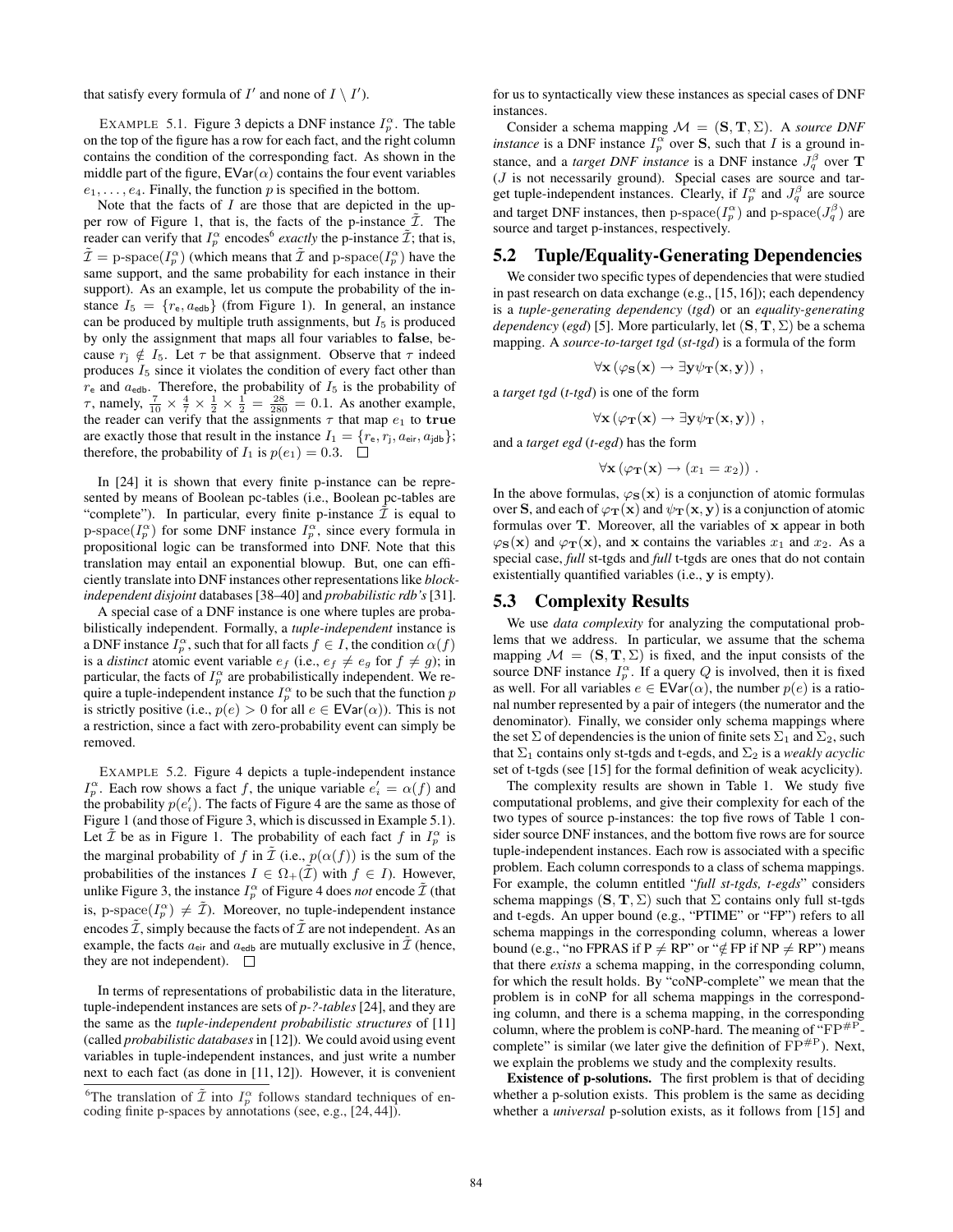that satisfy every formula of $I'$ and none of $I \setminus I'$).

EXAMPLE 5.1. Figure 3 depicts a DNF instance $I_p^\alpha$. The table on the top of the figure has a row for each fact, and the right column contains the condition of the corresponding fact. As shown in the middle part of the figure, $\mathsf{EVar}(\alpha)$ contains the four event variables $e_1, \ldots, e_4$. Finally, the function $p$ is specified in the bottom.

Note that the facts of $I$ are those that are depicted in the upper row of Figure 1, that is, the facts of the p-instance $\tilde{\mathcal{I}}$. The reader can verify that $I_p^\alpha$ encodes[6] *exactly* the p-instance $\tilde{\mathcal{I}}$; that is, $\tilde{\mathcal{I}} = \text{p-space}(I_p^\alpha)$ (which means that $\tilde{\mathcal{I}}$ and p-space$(I_p^\alpha)$ have the same support, and the same probability for each instance in their support). As an example, let us compute the probability of the instance $I_5 = \{r_{\mathsf{e}}, a_{\mathsf{edb}}\}$ (from Figure 1). In general, an instance can be produced by multiple truth assignments, but $I_5$ is produced by only the assignment that maps all four variables to **false**, because $r_{\mathsf{j}} \notin I_5$. Let $\tau$ be that assignment. Observe that $\tau$ indeed produces $I_5$ since it violates the condition of every fact other than $r_{\mathsf{e}}$ and $a_{\mathsf{edb}}$. Therefore, the probability of $I_5$ is the probability of $\tau$, namely, $\frac{7}{10} \times \frac{4}{7} \times \frac{1}{2} \times \frac{1}{2} = \frac{28}{280} = 0.1$. As another example, the reader can verify that the assignments $\tau$ that map $e_1$ to **true** are exactly those that result in the instance $I_1 = \{r_{\mathsf{e}}, r_{\mathsf{j}}, a_{\mathsf{eir}}, a_{\mathsf{jdb}}\}$; therefore, the probability of $I_1$ is $p(e_1) = 0.3$. □

In [24] it is shown that every finite p-instance can be represented by means of Boolean pc-tables (i.e., Boolean pc-tables are "complete"). In particular, every finite p-instance $\tilde{\mathcal{I}}$ is equal to p-space$(I_p^\alpha)$ for some DNF instance $I_p^\alpha$, since every formula in propositional logic can be transformed into DNF. Note that this translation may entail an exponential blowup. But, one can efficiently translate into DNF instances other representations like *block-independent disjoint* databases [38–40] and *probabilistic rdb's* [31].

A special case of a DNF instance is one where tuples are probabilistically independent. Formally, a *tuple-independent* instance is a DNF instance $I_p^\alpha$, such that for all facts $f \in I$, the condition $\alpha(f)$ is a *distinct* atomic event variable $e_f$ (i.e., $e_f \neq e_g$ for $f \neq g$); in particular, the facts of $I_p^\alpha$ are probabilistically independent. We require a tuple-independent instance $I_p^\alpha$ to be such that the function $p$ is strictly positive (i.e., $p(e) > 0$ for all $e \in \mathsf{EVar}(\alpha)$). This is not a restriction, since a fact with zero-probability event can simply be removed.

EXAMPLE 5.2. Figure 4 depicts a tuple-independent instance $I_p^\alpha$. Each row shows a fact $f$, the unique variable $e'_i = \alpha(f)$ and the probability $p(e'_i)$. The facts of Figure 4 are the same as those of Figure 1 (and those of Figure 3, which is discussed in Example 5.1). Let $\tilde{\mathcal{I}}$ be as in Figure 1. The probability of each fact $f$ in $I_p^\alpha$ is the marginal probability of $f$ in $\tilde{\mathcal{I}}$ (i.e., $p(\alpha(f))$ is the sum of the probabilities of the instances $I \in \Omega_+(\tilde{\mathcal{I}})$ with $f \in I$). However, unlike Figure 3, the instance $I_p^\alpha$ of Figure 4 does *not* encode $\tilde{\mathcal{I}}$ (that is, p-space$(I_p^\alpha) \neq \tilde{\mathcal{I}}$). Moreover, no tuple-independent instance encodes $\tilde{\mathcal{I}}$, simply because the facts of $\tilde{\mathcal{I}}$ are not independent. As an example, the facts $a_{\mathsf{eir}}$ and $a_{\mathsf{edb}}$ are mutually exclusive in $\tilde{\mathcal{I}}$ (hence, they are not independent). □

In terms of representations of probabilistic data in the literature, tuple-independent instances are sets of *p-?-tables* [24], and they are the same as the *tuple-independent probabilistic structures* of [11] (called *probabilistic databases* in [12]). We could avoid using event variables in tuple-independent instances, and just write a number next to each fact (as done in [11, 12]). However, it is convenient for us to syntactically view these instances as special cases of DNF instances.

Consider a schema mapping $\mathcal{M} = (\mathbf{S}, \mathbf{T}, \Sigma)$. A *source DNF instance* is a DNF instance $I_p^\alpha$ over $\mathbf{S}$, such that $I$ is a ground instance, and a *target DNF instance* is a DNF instance $J_q^\beta$ over $\mathbf{T}$ ($J$ is not necessarily ground). Special cases are source and target tuple-independent instances. Clearly, if $I_p^\alpha$ and $J_q^\beta$ are source and target DNF instances, then p-space$(I_p^\alpha)$ and p-space$(J_q^\beta)$ are source and target p-instances, respectively.

## 5.2 Tuple/Equality-Generating Dependencies

We consider two specific types of dependencies that were studied in past research on data exchange (e.g., [15, 16]); each dependency is a *tuple-generating dependency* (*tgd*) or an *equality-generating dependency* (*egd*) [5]. More particularly, let $(\mathbf{S}, \mathbf{T}, \Sigma)$ be a schema mapping. A *source-to-target tgd* (*st-tgd*) is a formula of the form

$$\forall \mathbf{x} \left( \varphi_{\mathbf{S}}(\mathbf{x}) \rightarrow \exists \mathbf{y} \psi_{\mathbf{T}}(\mathbf{x}, \mathbf{y}) \right) ,$$

a *target tgd* (*t-tgd*) is one of the form

$$\forall \mathbf{x} \left( \varphi_{\mathbf{T}}(\mathbf{x}) \rightarrow \exists \mathbf{y} \psi_{\mathbf{T}}(\mathbf{x}, \mathbf{y}) \right) ,$$

and a *target egd* (*t-egd*) has the form

$$\forall \mathbf{x} \left( \varphi_{\mathbf{T}}(\mathbf{x}) \rightarrow (x_1 = x_2) \right) .$$

In the above formulas, $\varphi_{\mathbf{S}}(\mathbf{x})$ is a conjunction of atomic formulas over $\mathbf{S}$, and each of $\varphi_{\mathbf{T}}(\mathbf{x})$ and $\psi_{\mathbf{T}}(\mathbf{x}, \mathbf{y})$ is a conjunction of atomic formulas over $\mathbf{T}$. Moreover, all the variables of $\mathbf{x}$ appear in both $\varphi_{\mathbf{S}}(\mathbf{x})$ and $\varphi_{\mathbf{T}}(\mathbf{x})$, and $\mathbf{x}$ contains the variables $x_1$ and $x_2$. As a special case, *full* st-tgds and *full* t-tgds are ones that do not contain existentially quantified variables (i.e., $\mathbf{y}$ is empty).

## 5.3 Complexity Results

We use *data complexity* for analyzing the computational problems that we address. In particular, we assume that the schema mapping $\mathcal{M} = (\mathbf{S}, \mathbf{T}, \Sigma)$ is fixed, and the input consists of the source DNF instance $I_p^\alpha$. If a query $Q$ is involved, then it is fixed as well. For all variables $e \in \mathsf{EVar}(\alpha)$, the number $p(e)$ is a rational number represented by a pair of integers (the numerator and the denominator). Finally, we consider only schema mappings where the set $\Sigma$ of dependencies is the union of finite sets $\Sigma_1$ and $\Sigma_2$, such that $\Sigma_1$ contains only st-tgds and t-egds, and $\Sigma_2$ is a *weakly acyclic* set of t-tgds (see [15] for the formal definition of weak acyclicity).

The complexity results are shown in Table 1. We study five computational problems, and give their complexity for each of the two types of source p-instances: the top five rows of Table 1 consider source DNF instances, and the bottom five rows are for source tuple-independent instances. Each row is associated with a specific problem. Each column corresponds to a class of schema mappings. For example, the column entitled "*full st-tgds, t-egds*" considers schema mappings $(\mathbf{S}, \mathbf{T}, \Sigma)$ such that $\Sigma$ contains only full st-tgds and t-egds. An upper bound (e.g., "PTIME" or "FP") refers to all schema mappings in the corresponding column, whereas a lower bound (e.g., "no FPRAS if P $\neq$ RP" or "$\notin$ FP if NP $\neq$ RP") means that there *exists* a schema mapping, in the corresponding column, for which the result holds. By "coNP-complete" we mean that the problem is in coNP for all schema mappings in the corresponding column, and there is a schema mapping, in the corresponding column, where the problem is coNP-hard. The meaning of "$\mathrm{FP}^{\#\mathrm{P}}$-complete" is similar (we later give the definition of $\mathrm{FP}^{\#\mathrm{P}}$). Next, we explain the problems we study and the complexity results.

**Existence of p-solutions.** The first problem is that of deciding whether a p-solution exists. This problem is the same as deciding whether a *universal* p-solution exists, as it follows from [15] and

[6]The translation of $\tilde{\mathcal{I}}$ into $I_p^\alpha$ follows standard techniques of encoding finite p-spaces by annotations (see, e.g., [24, 44]).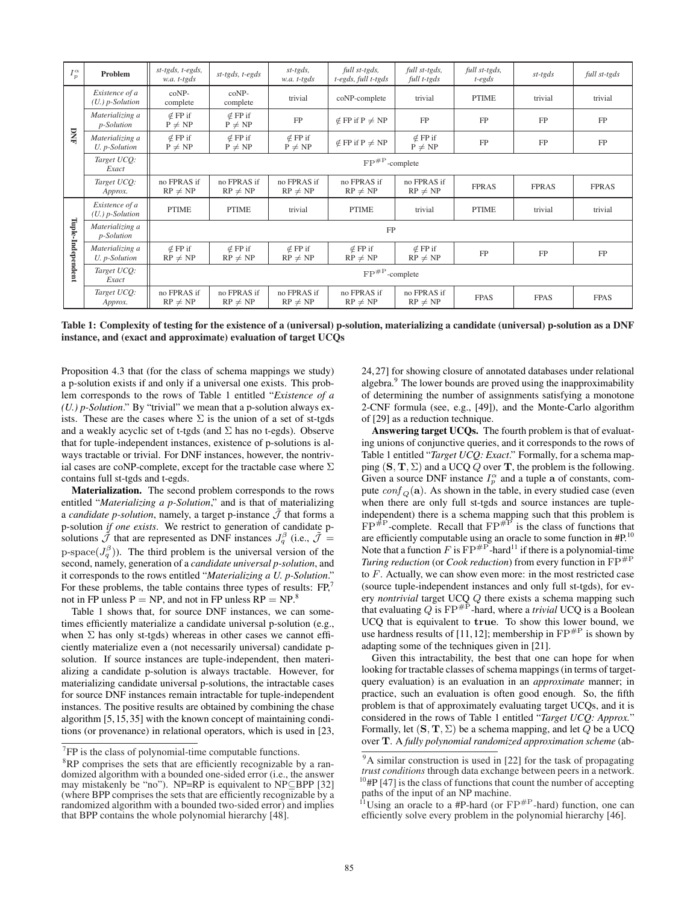| $I_p^\alpha$ | Problem | *st-tgds, t-egds, w.a. t-tgds* | *st-tgds, t-egds* | *st-tgds, w.a. t-tgds* | *full st-tgds, t-egds, full t-tgds* | *full st-tgds, full t-tgds* | *full st-tgds, t-egds* | *st-tgds* | *full st-tgds* |
|---|---|---|---|---|---|---|---|---|---|
| **DNF** | *Existence of a (U.) p-Solution* | coNP-complete | coNP-complete | trivial | coNP-complete | trivial | PTIME | trivial | trivial |
| | *Materializing a p-Solution* | $\notin$ FP if $\mathrm{P} \neq \mathrm{NP}$ | $\notin$ FP if $\mathrm{P} \neq \mathrm{NP}$ | FP | $\notin$ FP if $\mathrm{P} \neq \mathrm{NP}$ | FP | FP | FP | FP |
| | *Materializing a U. p-Solution* | $\notin$ FP if $\mathrm{P} \neq \mathrm{NP}$ | $\notin$ FP if $\mathrm{P} \neq \mathrm{NP}$ | $\notin$ FP if $\mathrm{P} \neq \mathrm{NP}$ | $\notin$ FP if $\mathrm{P} \neq \mathrm{NP}$ | $\notin$ FP if $\mathrm{P} \neq \mathrm{NP}$ | FP | FP | FP |
| | *Target UCQ: Exact* | $\mathrm{FP}^{\#\mathrm{P}}$-complete | | | | | | | |
| | *Target UCQ: Approx.* | no FPRAS if $\mathrm{RP} \neq \mathrm{NP}$ | no FPRAS if $\mathrm{RP} \neq \mathrm{NP}$ | no FPRAS if $\mathrm{RP} \neq \mathrm{NP}$ | no FPRAS if $\mathrm{RP} \neq \mathrm{NP}$ | no FPRAS if $\mathrm{RP} \neq \mathrm{NP}$ | FPRAS | FPRAS | FPRAS |
| **Tuple-Independent** | *Existence of a (U.) p-Solution* | PTIME | PTIME | trivial | PTIME | trivial | PTIME | trivial | trivial |
| | *Materializing a p-Solution* | FP | | | | | | | |
| | *Materializing a U. p-Solution* | $\notin$ FP if $\mathrm{RP} \neq \mathrm{NP}$ | $\notin$ FP if $\mathrm{RP} \neq \mathrm{NP}$ | $\notin$ FP if $\mathrm{RP} \neq \mathrm{NP}$ | $\notin$ FP if $\mathrm{RP} \neq \mathrm{NP}$ | $\notin$ FP if $\mathrm{RP} \neq \mathrm{NP}$ | FP | FP | FP |
| | *Target UCQ: Exact* | $\mathrm{FP}^{\#\mathrm{P}}$-complete | | | | | | | |
| | *Target UCQ: Approx.* | no FPRAS if $\mathrm{RP} \neq \mathrm{NP}$ | no FPRAS if $\mathrm{RP} \neq \mathrm{NP}$ | no FPRAS if $\mathrm{RP} \neq \mathrm{NP}$ | no FPRAS if $\mathrm{RP} \neq \mathrm{NP}$ | no FPRAS if $\mathrm{RP} \neq \mathrm{NP}$ | FPAS | FPAS | FPAS |

**Table 1: Complexity of testing for the existence of a (universal) p-solution, materializing a candidate (universal) p-solution as a DNF instance, and (exact and approximate) evaluation of target UCQs**

Proposition 4.3 that (for the class of schema mappings we study) a p-solution exists if and only if a universal one exists. This problem corresponds to the rows of Table 1 entitled "*Existence of a (U.) p-Solution*." By "trivial" we mean that a p-solution always exists. These are the cases where $\Sigma$ is the union of a set of st-tgds and a weakly acyclic set of t-tgds (and $\Sigma$ has no t-egds). Observe that for tuple-independent instances, existence of p-solutions is always tractable or trivial. For DNF instances, however, the nontrivial cases are coNP-complete, except for the tractable case where $\Sigma$ contains full st-tgds and t-egds.

**Materialization.** The second problem corresponds to the rows entitled "*Materializing a p-Solution*," and is that of materializing a *candidate p-solution*, namely, a target p-instance $\tilde{\mathcal{J}}$ that forms a p-solution *if one exists*. We restrict to generation of candidate p-solutions $\tilde{\mathcal{J}}$ that are represented as DNF instances $J_q^\beta$ (i.e., $\tilde{\mathcal{J}} = \text{p-space}(J_q^\beta)$). The third problem is the universal version of the second, namely, generation of a *candidate universal p-solution*, and it corresponds to the rows entitled "*Materializing a U. p-Solution*." For these problems, the table contains three types of results: FP,[7] not in FP unless $\mathrm{P} = \mathrm{NP}$, and not in FP unless $\mathrm{RP} = \mathrm{NP}$.[8]

Table 1 shows that, for source DNF instances, we can sometimes efficiently materialize a candidate universal p-solution (e.g., when $\Sigma$ has only st-tgds) whereas in other cases we cannot efficiently materialize even a (not necessarily universal) candidate p-solution. If source instances are tuple-independent, then materializing a candidate p-solution is always tractable. However, for materializing candidate universal p-solutions, the intractable cases for source DNF instances remain intractable for tuple-independent instances. The positive results are obtained by combining the chase algorithm [5, 15, 35] with the known concept of maintaining conditions (or provenance) in relational operators, which is used in [23, 24, 27] for showing closure of annotated databases under relational algebra.[9] The lower bounds are proved using the inapproximability of determining the number of assignments satisfying a monotone 2-CNF formula (see, e.g., [49]), and the Monte-Carlo algorithm of [29] as a reduction technique.

**Answering target UCQs.** The fourth problem is that of evaluating unions of conjunctive queries, and it corresponds to the rows of Table 1 entitled "*Target UCQ: Exact*." Formally, for a schema mapping $(\mathbf{S}, \mathbf{T}, \Sigma)$ and a UCQ $Q$ over $\mathbf{T}$, the problem is the following. Given a source DNF instance $I_p^\alpha$ and a tuple $\mathbf{a}$ of constants, compute $conf_Q(\mathbf{a})$. As shown in the table, in every studied case (even when there are only full st-tgds and source instances are tuple-independent) there is a schema mapping such that this problem is $\mathrm{FP}^{\#\mathrm{P}}$-complete. Recall that $\mathrm{FP}^{\#\mathrm{P}}$ is the class of functions that are efficiently computable using an oracle to some function in #P.[10] Note that a function $F$ is $\mathrm{FP}^{\#\mathrm{P}}$-hard[11] if there is a polynomial-time *Turing reduction* (or *Cook reduction*) from every function in $\mathrm{FP}^{\#\mathrm{P}}$ to $F$. Actually, we can show even more: in the most restricted case (source tuple-independent instances and only full st-tgds), for every *nontrivial* target UCQ $Q$ there exists a schema mapping such that evaluating $Q$ is $\mathrm{FP}^{\#\mathrm{P}}$-hard, where a *trivial* UCQ is a Boolean UCQ that is equivalent to **true**. To show this lower bound, we use hardness results of [11, 12]; membership in $\mathrm{FP}^{\#\mathrm{P}}$ is shown by adapting some of the techniques given in [21].

Given this intractability, the best that one can hope for when looking for tractable classes of schema mappings (in terms of target-query evaluation) is an evaluation in an *approximate* manner; in practice, such an evaluation is often good enough. So, the fifth problem is that of approximately evaluating target UCQs, and it is considered in the rows of Table 1 entitled "*Target UCQ: Approx.*" Formally, let $(\mathbf{S}, \mathbf{T}, \Sigma)$ be a schema mapping, and let $Q$ be a UCQ over $\mathbf{T}$. A *fully polynomial randomized approximation scheme* (ab-

---

[7] FP is the class of polynomial-time computable functions.

[8] RP comprises the sets that are efficiently recognizable by a randomized algorithm with a bounded one-sided error (i.e., the answer may mistakenly be "no"). NP=RP is equivalent to NP⊆BPP [32] (where BPP comprises the sets that are efficiently recognizable by a randomized algorithm with a bounded two-sided error) and implies that BPP contains the whole polynomial hierarchy [48].

[9] A similar construction is used in [22] for the task of propagating *trust conditions* through data exchange between peers in a network.

[10] #P [47] is the class of functions that count the number of accepting paths of the input of an NP machine.

[11] Using an oracle to a #P-hard (or $\mathrm{FP}^{\#\mathrm{P}}$-hard) function, one can efficiently solve every problem in the polynomial hierarchy [46].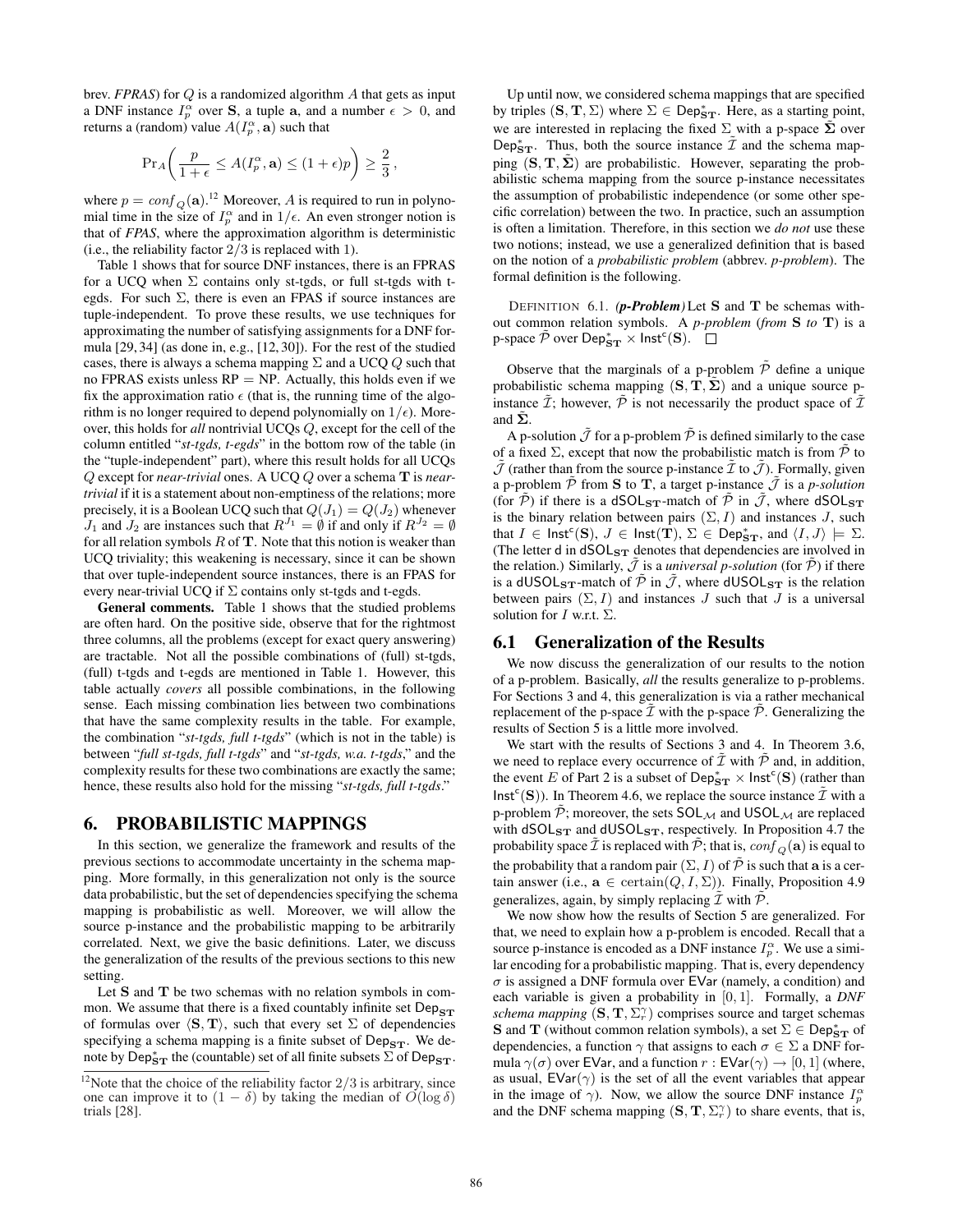brev. *FPRAS*) for $Q$ is a randomized algorithm $A$ that gets as input a DNF instance $I_p^\alpha$ over $\mathbf{S}$, a tuple $\mathbf{a}$, and a number $\epsilon > 0$, and returns a (random) value $A(I_p^\alpha, \mathbf{a})$ such that

$$\Pr_A\left(\frac{p}{1+\epsilon} \leq A(I_p^\alpha, \mathbf{a}) \leq (1+\epsilon)p\right) \geq \frac{2}{3},$$

where $p = \mathit{conf}_Q(\mathbf{a})$.[12] Moreover, $A$ is required to run in polynomial time in the size of $I_p^\alpha$ and in $1/\epsilon$. An even stronger notion is that of *FPAS*, where the approximation algorithm is deterministic (i.e., the reliability factor $2/3$ is replaced with 1).

Table 1 shows that for source DNF instances, there is an FPRAS for a UCQ when $\Sigma$ contains only st-tgds, or full st-tgds with t-egds. For such $\Sigma$, there is even an FPAS if source instances are tuple-independent. To prove these results, we use techniques for approximating the number of satisfying assignments for a DNF formula [29,34] (as done in, e.g., [12,30]). For the rest of the studied cases, there is always a schema mapping $\Sigma$ and a UCQ $Q$ such that no FPRAS exists unless RP = NP. Actually, this holds even if we fix the approximation ratio $\epsilon$ (that is, the running time of the algorithm is no longer required to depend polynomially on $1/\epsilon$). Moreover, this holds for *all* nontrivial UCQs $Q$, except for the cell of the column entitled "*st-tgds, t-egds*" in the bottom row of the table (in the "tuple-independent" part), where this result holds for all UCQs $Q$ except for *near-trivial* ones. A UCQ $Q$ over a schema $\mathbf{T}$ is *near-trivial* if it is a statement about non-emptiness of the relations; more precisely, it is a Boolean UCQ such that $Q(J_1) = Q(J_2)$ whenever $J_1$ and $J_2$ are instances such that $R^{J_1} = \emptyset$ if and only if $R^{J_2} = \emptyset$ for all relation symbols $R$ of $\mathbf{T}$. Note that this notion is weaker than UCQ triviality; this weakening is necessary, since it can be shown that over tuple-independent source instances, there is an FPAS for every near-trivial UCQ if $\Sigma$ contains only st-tgds and t-egds.

**General comments.** Table 1 shows that the studied problems are often hard. On the positive side, observe that for the rightmost three columns, all the problems (except for exact query answering) are tractable. Not all the possible combinations of (full) st-tgds, (full) t-tgds and t-egds are mentioned in Table 1. However, this table actually *covers* all possible combinations, in the following sense. Each missing combination lies between two combinations that have the same complexity results in the table. For example, the combination "*st-tgds, full t-tgds*" (which is not in the table) is between "*full st-tgds, full t-tgds*" and "*st-tgds, w.a. t-tgds*," and the complexity results for these two combinations are exactly the same; hence, these results also hold for the missing "*st-tgds, full t-tgds*."

# 6. PROBABILISTIC MAPPINGS

In this section, we generalize the framework and results of the previous sections to accommodate uncertainty in the schema mapping. More formally, in this generalization not only is the source data probabilistic, but the set of dependencies specifying the schema mapping is probabilistic as well. Moreover, we will allow the source p-instance and the probabilistic mapping to be arbitrarily correlated. Next, we give the basic definitions. Later, we discuss the generalization of the results of the previous sections to this new setting.

Let $\mathbf{S}$ and $\mathbf{T}$ be two schemas with no relation symbols in common. We assume that there is a fixed countably infinite set $\mathsf{Dep}_{\mathbf{ST}}$ of formulas over $\langle \mathbf{S}, \mathbf{T} \rangle$, such that every set $\Sigma$ of dependencies specifying a schema mapping is a finite subset of $\mathsf{Dep}_{\mathbf{ST}}$. We denote by $\mathsf{Dep}^*_{\mathbf{ST}}$ the (countable) set of all finite subsets $\Sigma$ of $\mathsf{Dep}_{\mathbf{ST}}$.

[12] Note that the choice of the reliability factor $2/3$ is arbitrary, since one can improve it to $(1-\delta)$ by taking the median of $O(\log \delta)$ trials [28].

Up until now, we considered schema mappings that are specified by triples $(\mathbf{S}, \mathbf{T}, \Sigma)$ where $\Sigma \in \mathsf{Dep}^*_{\mathbf{ST}}$. Here, as a starting point, we are interested in replacing the fixed $\Sigma$ with a p-space $\tilde{\mathbf{\Sigma}}$ over $\mathsf{Dep}^*_{\mathbf{ST}}$. Thus, both the source instance $\tilde{\mathcal{I}}$ and the schema mapping $(\mathbf{S}, \mathbf{T}, \tilde{\mathbf{\Sigma}})$ are probabilistic. However, separating the probabilistic schema mapping from the source p-instance necessitates the assumption of probabilistic independence (or some other specific correlation) between the two. In practice, such an assumption is often a limitation. Therefore, in this section we *do not* use these two notions; instead, we use a generalized definition that is based on the notion of a *probabilistic problem* (abbrev. *p-problem*). The formal definition is the following.

DEFINITION 6.1. ***(p-Problem)*** Let $\mathbf{S}$ and $\mathbf{T}$ be schemas without common relation symbols. A *p-problem* (*from* $\mathbf{S}$ *to* $\mathbf{T}$) is a p-space $\tilde{\mathcal{P}}$ over $\mathsf{Dep}^*_{\mathbf{ST}} \times \mathsf{Inst}^{\mathsf{c}}(\mathbf{S})$. $\square$

Observe that the marginals of a p-problem $\tilde{\mathcal{P}}$ define a unique probabilistic schema mapping $(\mathbf{S}, \mathbf{T}, \tilde{\mathbf{\Sigma}})$ and a unique source p-instance $\tilde{\mathcal{I}}$; however, $\tilde{\mathcal{P}}$ is not necessarily the product space of $\tilde{\mathcal{I}}$ and $\tilde{\mathbf{\Sigma}}$.

A p-solution $\tilde{\mathcal{J}}$ for a p-problem $\tilde{\mathcal{P}}$ is defined similarly to the case of a fixed $\Sigma$, except that now the probabilistic match is from $\tilde{\mathcal{P}}$ to $\tilde{\mathcal{J}}$ (rather than from the source p-instance $\tilde{\mathcal{I}}$ to $\tilde{\mathcal{J}}$). Formally, given a p-problem $\tilde{\mathcal{P}}$ from $\mathbf{S}$ to $\mathbf{T}$, a target p-instance $\tilde{\mathcal{J}}$ is a *p-solution* (for $\tilde{\mathcal{P}}$) if there is a $\mathsf{dSOL}_{\mathbf{ST}}$-match of $\tilde{\mathcal{P}}$ in $\tilde{\mathcal{J}}$, where $\mathsf{dSOL}_{\mathbf{ST}}$ is the binary relation between pairs $(\Sigma, I)$ and instances $J$, such that $I \in \mathsf{Inst}^{\mathsf{c}}(\mathbf{S})$, $J \in \mathsf{Inst}(\mathbf{T})$, $\Sigma \in \mathsf{Dep}^*_{\mathbf{ST}}$, and $\langle I, J \rangle \models \Sigma$. (The letter d in $\mathsf{dSOL}_{\mathbf{ST}}$ denotes that dependencies are involved in the relation.) Similarly, $\tilde{\mathcal{J}}$ is a *universal p-solution* (for $\tilde{\mathcal{P}}$) if there is a $\mathsf{dUSOL}_{\mathbf{ST}}$-match of $\tilde{\mathcal{P}}$ in $\tilde{\mathcal{J}}$, where $\mathsf{dUSOL}_{\mathbf{ST}}$ is the relation between pairs $(\Sigma, I)$ and instances $J$ such that $J$ is a universal solution for $I$ w.r.t. $\Sigma$.

## 6.1 Generalization of the Results

We now discuss the generalization of our results to the notion of a p-problem. Basically, *all* the results generalize to p-problems. For Sections 3 and 4, this generalization is via a rather mechanical replacement of the p-space $\tilde{\mathcal{I}}$ with the p-space $\tilde{\mathcal{P}}$. Generalizing the results of Section 5 is a little more involved.

We start with the results of Sections 3 and 4. In Theorem 3.6, we need to replace every occurrence of $\tilde{\mathcal{I}}$ with $\tilde{\mathcal{P}}$ and, in addition, the event $E$ of Part 2 is a subset of $\mathsf{Dep}^*_{\mathbf{ST}} \times \mathsf{Inst}^{\mathsf{c}}(\mathbf{S})$ (rather than $\mathsf{Inst}^{\mathsf{c}}(\mathbf{S})$). In Theorem 4.6, we replace the source instance $\tilde{\mathcal{I}}$ with a p-problem $\tilde{\mathcal{P}}$; moreover, the sets $\mathsf{SOL}_{\mathcal{M}}$ and $\mathsf{USOL}_{\mathcal{M}}$ are replaced with $\mathsf{dSOL}_{\mathbf{ST}}$ and $\mathsf{dUSOL}_{\mathbf{ST}}$, respectively. In Proposition 4.7 the probability space $\tilde{\mathcal{I}}$ is replaced with $\tilde{\mathcal{P}}$; that is, $\mathit{conf}_Q(\mathbf{a})$ is equal to the probability that a random pair $(\Sigma, I)$ of $\tilde{\mathcal{P}}$ is such that $\mathbf{a}$ is a certain answer (i.e., $\mathbf{a} \in \mathrm{certain}(Q, I, \Sigma)$). Finally, Proposition 4.9 generalizes, again, by simply replacing $\tilde{\mathcal{I}}$ with $\tilde{\mathcal{P}}$.

We now show how the results of Section 5 are generalized. For that, we need to explain how a p-problem is encoded. Recall that a source p-instance is encoded as a DNF instance $I_p^\alpha$. We use a similar encoding for a probabilistic mapping. That is, every dependency $\sigma$ is assigned a DNF formula over $\mathsf{EVar}$ (namely, a condition) and each variable is given a probability in $[0,1]$. Formally, a *DNF schema mapping* $(\mathbf{S}, \mathbf{T}, \Sigma_r^\gamma)$ comprises source and target schemas $\mathbf{S}$ and $\mathbf{T}$ (without common relation symbols), a set $\Sigma \in \mathsf{Dep}^*_{\mathbf{ST}}$ of dependencies, a function $\gamma$ that assigns to each $\sigma \in \Sigma$ a DNF formula $\gamma(\sigma)$ over $\mathsf{EVar}$, and a function $r : \mathsf{EVar}(\gamma) \to [0,1]$ (where, as usual, $\mathsf{EVar}(\gamma)$ is the set of all the event variables that appear in the image of $\gamma$). Now, we allow the source DNF instance $I_p^\alpha$ and the DNF schema mapping $(\mathbf{S}, \mathbf{T}, \Sigma_r^\gamma)$ to share events, that is,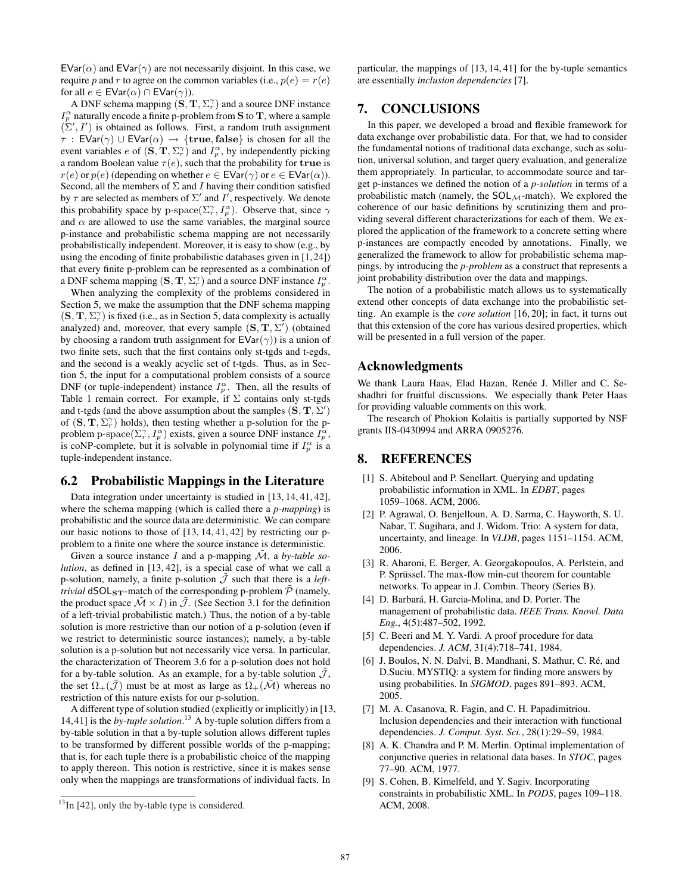$\mathsf{EVar}(\alpha)$ and $\mathsf{EVar}(\gamma)$ are not necessarily disjoint. In this case, we require $p$ and $r$ to agree on the common variables (i.e., $p(e) = r(e)$ for all $e \in \mathsf{EVar}(\alpha) \cap \mathsf{EVar}(\gamma)$).

A DNF schema mapping $(\mathbf{S}, \mathbf{T}, \Sigma_r^\gamma)$ and a source DNF instance $I_p^\alpha$ naturally encode a finite p-problem from $\mathbf{S}$ to $\mathbf{T}$, where a sample $(\Sigma', I')$ is obtained as follows. First, a random truth assignment $\tau : \mathsf{EVar}(\gamma) \cup \mathsf{EVar}(\alpha) \rightarrow \{\mathbf{true}, \mathbf{false}\}$ is chosen for all the event variables $e$ of $(\mathbf{S}, \mathbf{T}, \Sigma_r^\gamma)$ and $I_p^\alpha$, by independently picking a random Boolean value $\tau(e)$, such that the probability for $\mathbf{true}$ is $r(e)$ or $p(e)$ (depending on whether $e \in \mathsf{EVar}(\gamma)$ or $e \in \mathsf{EVar}(\alpha)$). Second, all the members of $\Sigma$ and $I$ having their condition satisfied by $\tau$ are selected as members of $\Sigma'$ and $I'$, respectively. We denote this probability space by $\text{p-space}(\Sigma_r^\gamma, I_p^\alpha)$. Observe that, since $\gamma$ and $\alpha$ are allowed to use the same variables, the marginal source p-instance and probabilistic schema mapping are not necessarily probabilistically independent. Moreover, it is easy to show (e.g., by using the encoding of finite probabilistic databases given in [1, 24]) that every finite p-problem can be represented as a combination of a DNF schema mapping $(\mathbf{S}, \mathbf{T}, \Sigma_r^\gamma)$ and a source DNF instance $I_p^\alpha$.

When analyzing the complexity of the problems considered in Section 5, we make the assumption that the DNF schema mapping $(\mathbf{S}, \mathbf{T}, \Sigma_r^\gamma)$ is fixed (i.e., as in Section 5, data complexity is actually analyzed) and, moreover, that every sample $(\mathbf{S}, \mathbf{T}, \Sigma')$ (obtained by choosing a random truth assignment for $\mathsf{EVar}(\gamma)$) is a union of two finite sets, such that the first contains only st-tgds and t-egds, and the second is a weakly acyclic set of t-tgds. Thus, as in Section 5, the input for a computational problem consists of a source DNF (or tuple-independent) instance $I_p^\alpha$. Then, all the results of Table 1 remain correct. For example, if $\Sigma$ contains only st-tgds and t-tgds (and the above assumption about the samples $(\mathbf{S}, \mathbf{T}, \Sigma')$ of $(\mathbf{S}, \mathbf{T}, \Sigma_r^\gamma)$ holds), then testing whether a p-solution for the p-problem $\text{p-space}(\Sigma_r^\gamma, I_p^\alpha)$ exists, given a source DNF instance $I_p^\alpha$, is coNP-complete, but it is solvable in polynomial time if $I_p^\alpha$ is a tuple-independent instance.

## 6.2 Probabilistic Mappings in the Literature

Data integration under uncertainty is studied in [13, 14, 41, 42], where the schema mapping (which is called there a *p-mapping*) is probabilistic and the source data are deterministic. We can compare our basic notions to those of [13, 14, 41, 42] by restricting our p-problem to a finite one where the source instance is deterministic.

Given a source instance $I$ and a p-mapping $\tilde{\mathcal{M}}$, a *by-table solution*, as defined in [13, 42], is a special case of what we call a p-solution, namely, a finite p-solution $\tilde{\mathcal{J}}$ such that there is a *left-trivial* $\mathsf{dSOL}_{\mathbf{ST}}$-match of the corresponding p-problem $\tilde{\mathcal{P}}$ (namely, the product space $\tilde{\mathcal{M}} \times I$) in $\tilde{\mathcal{J}}$. (See Section 3.1 for the definition of a left-trivial probabilistic match.) Thus, the notion of a by-table solution is more restrictive than our notion of a p-solution (even if we restrict to deterministic source instances); namely, a by-table solution is a p-solution but not necessarily vice versa. In particular, the characterization of Theorem 3.6 for a p-solution does not hold for a by-table solution. As an example, for a by-table solution $\tilde{\mathcal{J}}$, the set $\Omega_+(\tilde{\mathcal{J}})$ must be at most as large as $\Omega_+(\tilde{\mathcal{M}})$ whereas no restriction of this nature exists for our p-solution.

A different type of solution studied (explicitly or implicitly) in [13, 14, 41] is the *by-tuple solution*.[13] A by-tuple solution differs from a by-table solution in that a by-tuple solution allows different tuples to be transformed by different possible worlds of the p-mapping; that is, for each tuple there is a probabilistic choice of the mapping to apply thereon. This notion is restrictive, since it is makes sense only when the mappings are transformations of individual facts. In particular, the mappings of [13, 14, 41] for the by-tuple semantics are essentially *inclusion dependencies* [7].

[13] In [42], only the by-table type is considered.

## 7. CONCLUSIONS

In this paper, we developed a broad and flexible framework for data exchange over probabilistic data. For that, we had to consider the fundamental notions of traditional data exchange, such as solution, universal solution, and target query evaluation, and generalize them appropriately. In particular, to accommodate source and target p-instances we defined the notion of a *p-solution* in terms of a probabilistic match (namely, the $\mathsf{SOL}_{\mathcal{M}}$-match). We explored the coherence of our basic definitions by scrutinizing them and providing several different characterizations for each of them. We explored the application of the framework to a concrete setting where p-instances are compactly encoded by annotations. Finally, we generalized the framework to allow for probabilistic schema mappings, by introducing the *p-problem* as a construct that represents a joint probability distribution over the data and mappings.

The notion of a probabilistic match allows us to systematically extend other concepts of data exchange into the probabilistic setting. An example is the *core solution* [16, 20]; in fact, it turns out that this extension of the core has various desired properties, which will be presented in a full version of the paper.

## Acknowledgments

We thank Laura Haas, Elad Hazan, Renée J. Miller and C. Seshadhri for fruitful discussions. We especially thank Peter Haas for providing valuable comments on this work.

The research of Phokion Kolaitis is partially supported by NSF grants IIS-0430994 and ARRA 0905276.

## 8. REFERENCES

[1] S. Abiteboul and P. Senellart. Querying and updating probabilistic information in XML. In *EDBT*, pages 1059–1068. ACM, 2006.

[2] P. Agrawal, O. Benjelloun, A. D. Sarma, C. Hayworth, S. U. Nabar, T. Sugihara, and J. Widom. Trio: A system for data, uncertainty, and lineage. In *VLDB*, pages 1151–1154. ACM, 2006.

[3] R. Aharoni, E. Berger, A. Georgakopoulos, A. Perlstein, and P. Sprüssel. The max-flow min-cut theorem for countable networks. To appear in J. Combin. Theory (Series B).

[4] D. Barbará, H. Garcia-Molina, and D. Porter. The management of probabilistic data. *IEEE Trans. Knowl. Data Eng.*, 4(5):487–502, 1992.

[5] C. Beeri and M. Y. Vardi. A proof procedure for data dependencies. *J. ACM*, 31(4):718–741, 1984.

[6] J. Boulos, N. N. Dalvi, B. Mandhani, S. Mathur, C. Ré, and D.Suciu. MYSTIQ: a system for finding more answers by using probabilities. In *SIGMOD*, pages 891–893. ACM, 2005.

[7] M. A. Casanova, R. Fagin, and C. H. Papadimitriou. Inclusion dependencies and their interaction with functional dependencies. *J. Comput. Syst. Sci.*, 28(1):29–59, 1984.

[8] A. K. Chandra and P. M. Merlin. Optimal implementation of conjunctive queries in relational data bases. In *STOC*, pages 77–90. ACM, 1977.

[9] S. Cohen, B. Kimelfeld, and Y. Sagiv. Incorporating constraints in probabilistic XML. In *PODS*, pages 109–118. ACM, 2008.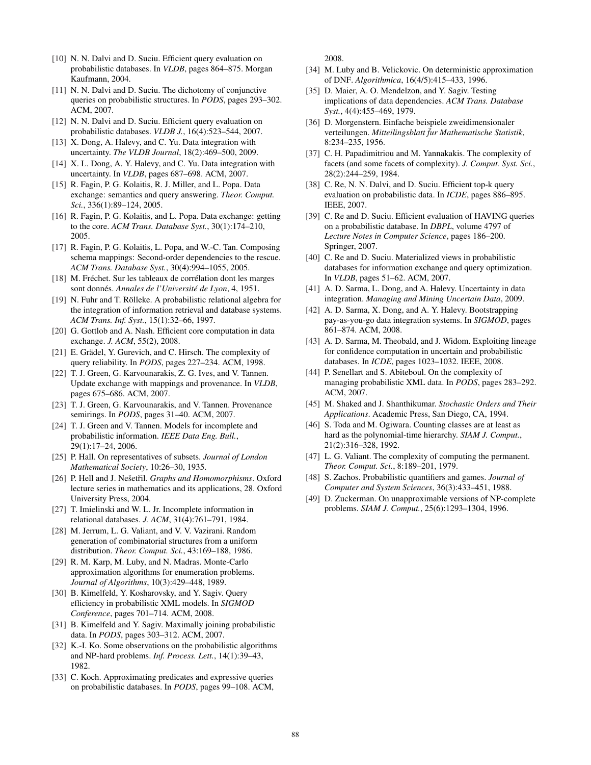[10] N. N. Dalvi and D. Suciu. Efficient query evaluation on probabilistic databases. In *VLDB*, pages 864–875. Morgan Kaufmann, 2004.

[11] N. N. Dalvi and D. Suciu. The dichotomy of conjunctive queries on probabilistic structures. In *PODS*, pages 293–302. ACM, 2007.

[12] N. N. Dalvi and D. Suciu. Efficient query evaluation on probabilistic databases. *VLDB J.*, 16(4):523–544, 2007.

[13] X. Dong, A. Halevy, and C. Yu. Data integration with uncertainty. *The VLDB Journal*, 18(2):469–500, 2009.

[14] X. L. Dong, A. Y. Halevy, and C. Yu. Data integration with uncertainty. In *VLDB*, pages 687–698. ACM, 2007.

[15] R. Fagin, P. G. Kolaitis, R. J. Miller, and L. Popa. Data exchange: semantics and query answering. *Theor. Comput. Sci.*, 336(1):89–124, 2005.

[16] R. Fagin, P. G. Kolaitis, and L. Popa. Data exchange: getting to the core. *ACM Trans. Database Syst.*, 30(1):174–210, 2005.

[17] R. Fagin, P. G. Kolaitis, L. Popa, and W.-C. Tan. Composing schema mappings: Second-order dependencies to the rescue. *ACM Trans. Database Syst.*, 30(4):994–1055, 2005.

[18] M. Fréchet. Sur les tableaux de corrélation dont les marges sont donnés. *Annales de l'Université de Lyon*, 4, 1951.

[19] N. Fuhr and T. Rölleke. A probabilistic relational algebra for the integration of information retrieval and database systems. *ACM Trans. Inf. Syst.*, 15(1):32–66, 1997.

[20] G. Gottlob and A. Nash. Efficient core computation in data exchange. *J. ACM*, 55(2), 2008.

[21] E. Grädel, Y. Gurevich, and C. Hirsch. The complexity of query reliability. In *PODS*, pages 227–234. ACM, 1998.

[22] T. J. Green, G. Karvounarakis, Z. G. Ives, and V. Tannen. Update exchange with mappings and provenance. In *VLDB*, pages 675–686. ACM, 2007.

[23] T. J. Green, G. Karvounarakis, and V. Tannen. Provenance semirings. In *PODS*, pages 31–40. ACM, 2007.

[24] T. J. Green and V. Tannen. Models for incomplete and probabilistic information. *IEEE Data Eng. Bull.*, 29(1):17–24, 2006.

[25] P. Hall. On representatives of subsets. *Journal of London Mathematical Society*, 10:26–30, 1935.

[26] P. Hell and J. Nešetřil. *Graphs and Homomorphisms*. Oxford lecture series in mathematics and its applications, 28. Oxford University Press, 2004.

[27] T. Imielinski and W. L. Jr. Incomplete information in relational databases. *J. ACM*, 31(4):761–791, 1984.

[28] M. Jerrum, L. G. Valiant, and V. V. Vazirani. Random generation of combinatorial structures from a uniform distribution. *Theor. Comput. Sci.*, 43:169–188, 1986.

[29] R. M. Karp, M. Luby, and N. Madras. Monte-Carlo approximation algorithms for enumeration problems. *Journal of Algorithms*, 10(3):429–448, 1989.

[30] B. Kimelfeld, Y. Kosharovsky, and Y. Sagiv. Query efficiency in probabilistic XML models. In *SIGMOD Conference*, pages 701–714. ACM, 2008.

[31] B. Kimelfeld and Y. Sagiv. Maximally joining probabilistic data. In *PODS*, pages 303–312. ACM, 2007.

[32] K.-I. Ko. Some observations on the probabilistic algorithms and NP-hard problems. *Inf. Process. Lett.*, 14(1):39–43, 1982.

[33] C. Koch. Approximating predicates and expressive queries on probabilistic databases. In *PODS*, pages 99–108. ACM, 2008.

[34] M. Luby and B. Velickovic. On deterministic approximation of DNF. *Algorithmica*, 16(4/5):415–433, 1996.

[35] D. Maier, A. O. Mendelzon, and Y. Sagiv. Testing implications of data dependencies. *ACM Trans. Database Syst.*, 4(4):455–469, 1979.

[36] D. Morgenstern. Einfache beispiele zweidimensionaler verteilungen. *Mitteilingsblatt fur Mathematische Statistik*, 8:234–235, 1956.

[37] C. H. Papadimitriou and M. Yannakakis. The complexity of facets (and some facets of complexity). *J. Comput. Syst. Sci.*, 28(2):244–259, 1984.

[38] C. Re, N. N. Dalvi, and D. Suciu. Efficient top-k query evaluation on probabilistic data. In *ICDE*, pages 886–895. IEEE, 2007.

[39] C. Re and D. Suciu. Efficient evaluation of HAVING queries on a probabilistic database. In *DBPL*, volume 4797 of *Lecture Notes in Computer Science*, pages 186–200. Springer, 2007.

[40] C. Re and D. Suciu. Materialized views in probabilistic databases for information exchange and query optimization. In *VLDB*, pages 51–62. ACM, 2007.

[41] A. D. Sarma, L. Dong, and A. Halevy. Uncertainty in data integration. *Managing and Mining Uncertain Data*, 2009.

[42] A. D. Sarma, X. Dong, and A. Y. Halevy. Bootstrapping pay-as-you-go data integration systems. In *SIGMOD*, pages 861–874. ACM, 2008.

[43] A. D. Sarma, M. Theobald, and J. Widom. Exploiting lineage for confidence computation in uncertain and probabilistic databases. In *ICDE*, pages 1023–1032. IEEE, 2008.

[44] P. Senellart and S. Abiteboul. On the complexity of managing probabilistic XML data. In *PODS*, pages 283–292. ACM, 2007.

[45] M. Shaked and J. Shanthikumar. *Stochastic Orders and Their Applications*. Academic Press, San Diego, CA, 1994.

[46] S. Toda and M. Ogiwara. Counting classes are at least as hard as the polynomial-time hierarchy. *SIAM J. Comput.*, 21(2):316–328, 1992.

[47] L. G. Valiant. The complexity of computing the permanent. *Theor. Comput. Sci.*, 8:189–201, 1979.

[48] S. Zachos. Probabilistic quantifiers and games. *Journal of Computer and System Sciences*, 36(3):433–451, 1988.

[49] D. Zuckerman. On unapproximable versions of NP-complete problems. *SIAM J. Comput.*, 25(6):1293–1304, 1996.